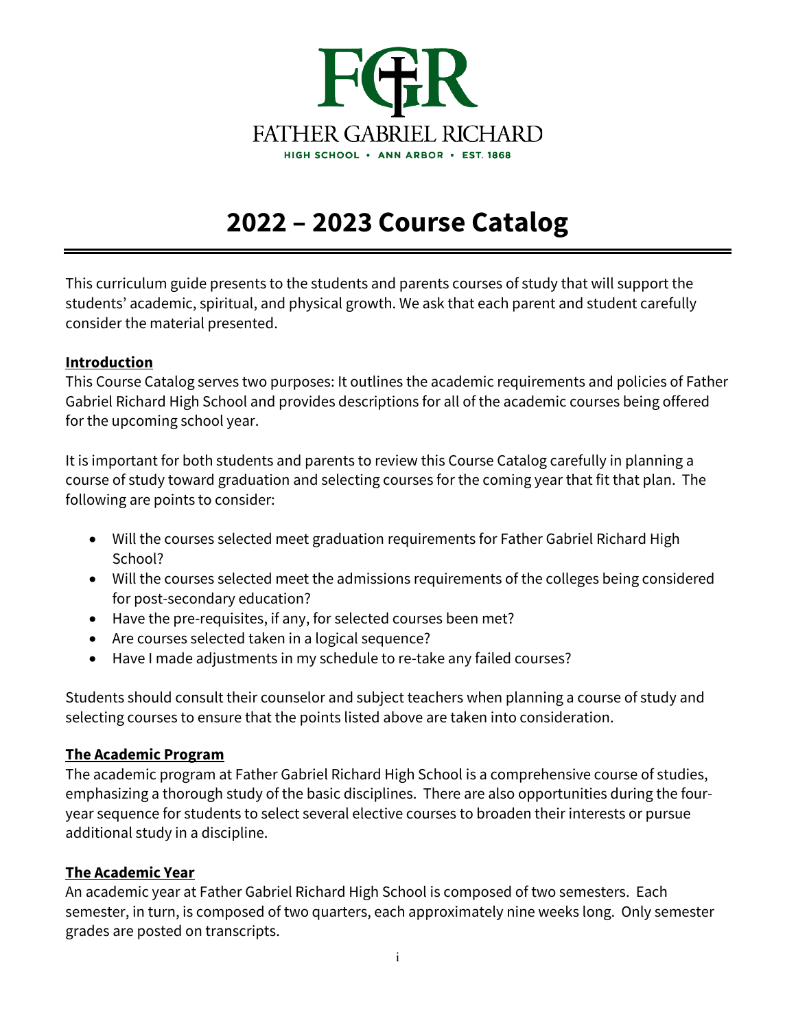FATHER GABRIEL RICHARD

HIGH SCHOOL • ANN ARBOR • EST. 1868

# 2022 – 2023 Course Catalog

This curriculum guide presents to the students and parents courses of study that will support the students' academic, spiritual, and physical growth. We ask that each parent and student carefully consider the material presented.

## Introduction

This Course Catalog serves two purposes: It outlines the academic requirements and policies of Father Gabriel Richard High School and provides descriptions for all of the academic courses being offered for the upcoming school year.

It is important for both students and parents to review this Course Catalog carefully in planning a course of study toward graduation and selecting courses for the coming year that fit that plan. The following are points to consider:

- Will the courses selected meet graduation requirements for Father Gabriel Richard High School?
- Will the courses selected meet the admissions requirements of the colleges being considered for post-secondary education?
- Have the pre-requisites, if any, for selected courses been met?
- Are courses selected taken in a logical sequence?
- Have I made adjustments in my schedule to re-take any failed courses?

Students should consult their counselor and subject teachers when planning a course of study and selecting courses to ensure that the points listed above are taken into consideration.

## The Academic Program

The academic program at Father Gabriel Richard High School is a comprehensive course of studies, emphasizing a thorough study of the basic disciplines. There are also opportunities during the four-year sequence for students to select several elective courses to broaden their interests or pursue additional study in a discipline.

## The Academic Year

An academic year at Father Gabriel Richard High School is composed of two semesters. Each semester, in turn, is composed of two quarters, each approximately nine weeks long. Only semester grades are posted on transcripts.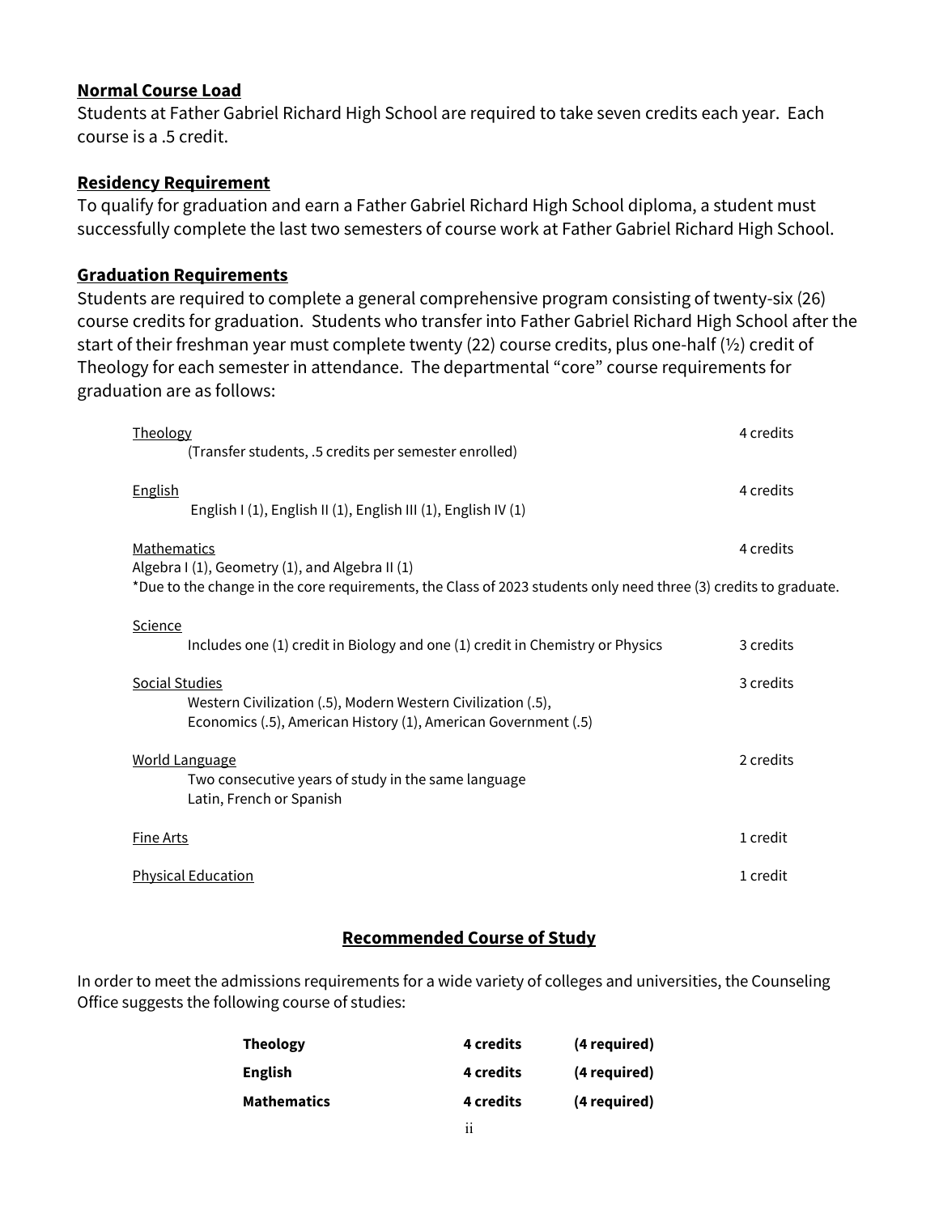## Normal Course Load

Students at Father Gabriel Richard High School are required to take seven credits each year. Each course is a .5 credit.

## Residency Requirement

To qualify for graduation and earn a Father Gabriel Richard High School diploma, a student must successfully complete the last two semesters of course work at Father Gabriel Richard High School.

## Graduation Requirements

Students are required to complete a general comprehensive program consisting of twenty-six (26) course credits for graduation. Students who transfer into Father Gabriel Richard High School after the start of their freshman year must complete twenty (22) course credits, plus one-half (½) credit of Theology for each semester in attendance. The departmental "core" course requirements for graduation are as follows:

| Subject | Credits |
|---|---|
| Theology<br>(Transfer students, .5 credits per semester enrolled) | 4 credits |
| English<br>English I (1), English II (1), English III (1), English IV (1) | 4 credits |
| Mathematics<br>Algebra I (1), Geometry (1), and Algebra II (1)<br>*Due to the change in the core requirements, the Class of 2023 students only need three (3) credits to graduate. | 4 credits |
| Science<br>Includes one (1) credit in Biology and one (1) credit in Chemistry or Physics | 3 credits |
| Social Studies<br>Western Civilization (.5), Modern Western Civilization (.5),<br>Economics (.5), American History (1), American Government (.5) | 3 credits |
| World Language<br>Two consecutive years of study in the same language<br>Latin, French or Spanish | 2 credits |
| Fine Arts | 1 credit |
| Physical Education | 1 credit |

## Recommended Course of Study

In order to meet the admissions requirements for a wide variety of colleges and universities, the Counseling Office suggests the following course of studies:

| | | |
|---|---|---|
| **Theology** | **4 credits** | **(4 required)** |
| **English** | **4 credits** | **(4 required)** |
| **Mathematics** | **4 credits** | **(4 required)** |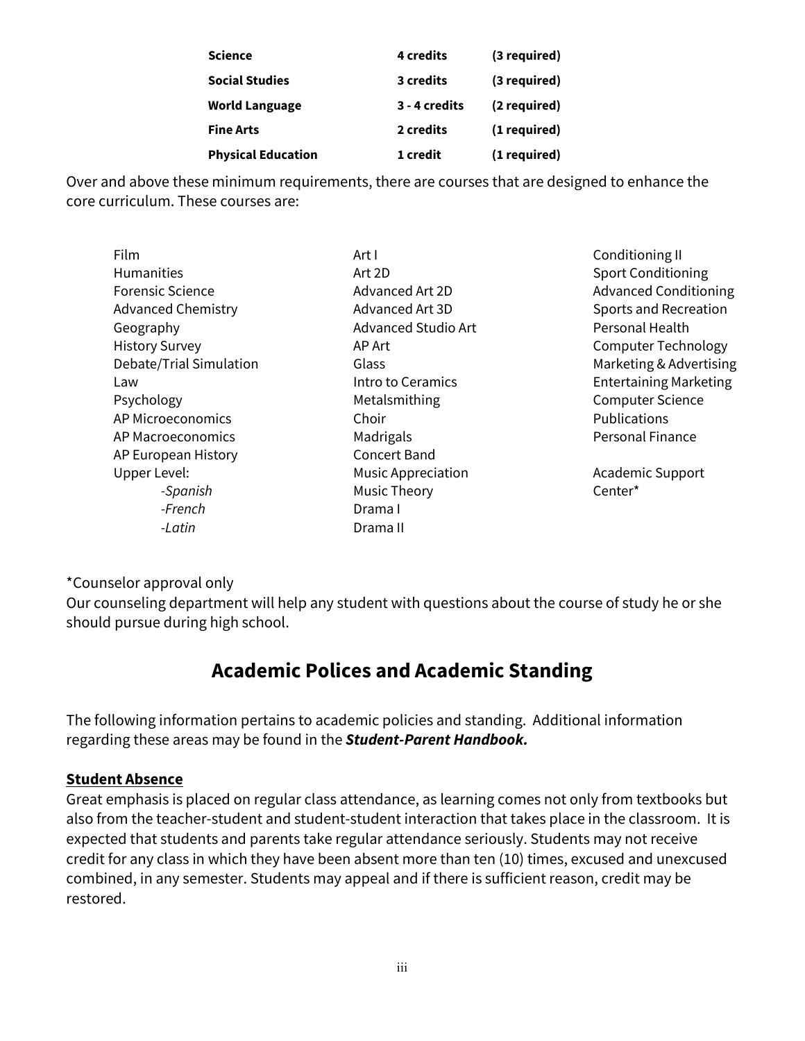| | | |
|---|---|---|
| **Science** | **4 credits** | **(3 required)** |
| **Social Studies** | **3 credits** | **(3 required)** |
| **World Language** | **3 - 4 credits** | **(2 required)** |
| **Fine Arts** | **2 credits** | **(1 required)** |
| **Physical Education** | **1 credit** | **(1 required)** |

Over and above these minimum requirements, there are courses that are designed to enhance the core curriculum. These courses are:

Film
Humanities
Forensic Science
Advanced Chemistry
Geography
History Survey
Debate/Trial Simulation
Law
Psychology
AP Microeconomics
AP Macroeconomics
AP European History
Upper Level:
- *Spanish*
- *French*
- *Latin*

Art I
Art 2D
Advanced Art 2D
Advanced Art 3D
Advanced Studio Art
AP Art
Glass
Intro to Ceramics
Metalsmithing
Choir
Madrigals
Concert Band
Music Appreciation
Music Theory
Drama I
Drama II

Conditioning II
Sport Conditioning
Advanced Conditioning
Sports and Recreation
Personal Health
Computer Technology
Marketing & Advertising
Entertaining Marketing
Computer Science
Publications
Personal Finance

Academic Support Center*

*Counselor approval only
Our counseling department will help any student with questions about the course of study he or she should pursue during high school.

## Academic Polices and Academic Standing

The following information pertains to academic policies and standing. Additional information regarding these areas may be found in the ***Student-Parent Handbook.***

**Student Absence**
Great emphasis is placed on regular class attendance, as learning comes not only from textbooks but also from the teacher-student and student-student interaction that takes place in the classroom. It is expected that students and parents take regular attendance seriously. Students may not receive credit for any class in which they have been absent more than ten (10) times, excused and unexcused combined, in any semester. Students may appeal and if there is sufficient reason, credit may be restored.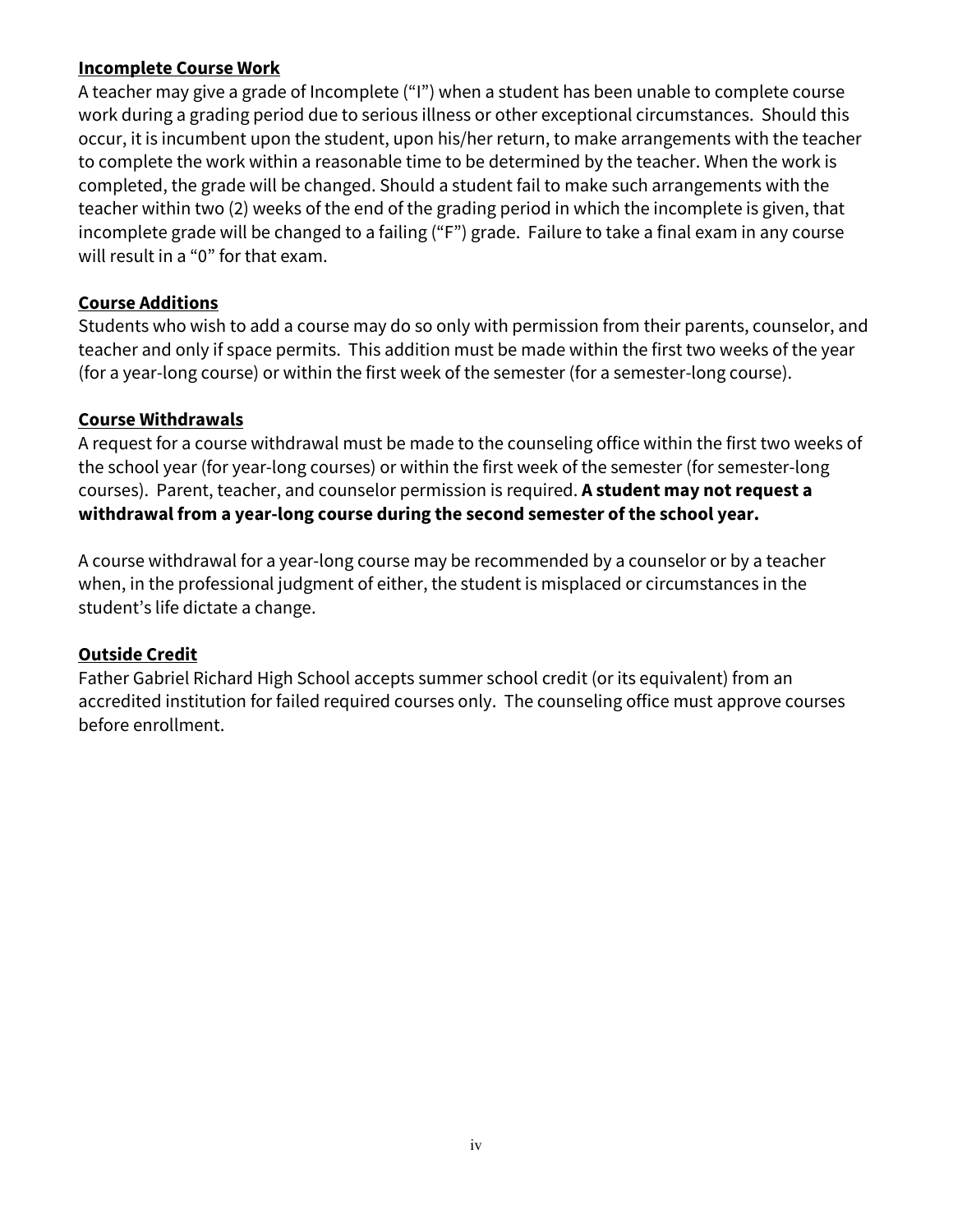**Incomplete Course Work**

A teacher may give a grade of Incomplete ("I") when a student has been unable to complete course work during a grading period due to serious illness or other exceptional circumstances. Should this occur, it is incumbent upon the student, upon his/her return, to make arrangements with the teacher to complete the work within a reasonable time to be determined by the teacher. When the work is completed, the grade will be changed. Should a student fail to make such arrangements with the teacher within two (2) weeks of the end of the grading period in which the incomplete is given, that incomplete grade will be changed to a failing ("F") grade. Failure to take a final exam in any course will result in a "0" for that exam.

**Course Additions**

Students who wish to add a course may do so only with permission from their parents, counselor, and teacher and only if space permits. This addition must be made within the first two weeks of the year (for a year-long course) or within the first week of the semester (for a semester-long course).

**Course Withdrawals**

A request for a course withdrawal must be made to the counseling office within the first two weeks of the school year (for year-long courses) or within the first week of the semester (for semester-long courses). Parent, teacher, and counselor permission is required. **A student may not request a withdrawal from a year-long course during the second semester of the school year.**

A course withdrawal for a year-long course may be recommended by a counselor or by a teacher when, in the professional judgment of either, the student is misplaced or circumstances in the student's life dictate a change.

**Outside Credit**

Father Gabriel Richard High School accepts summer school credit (or its equivalent) from an accredited institution for failed required courses only. The counseling office must approve courses before enrollment.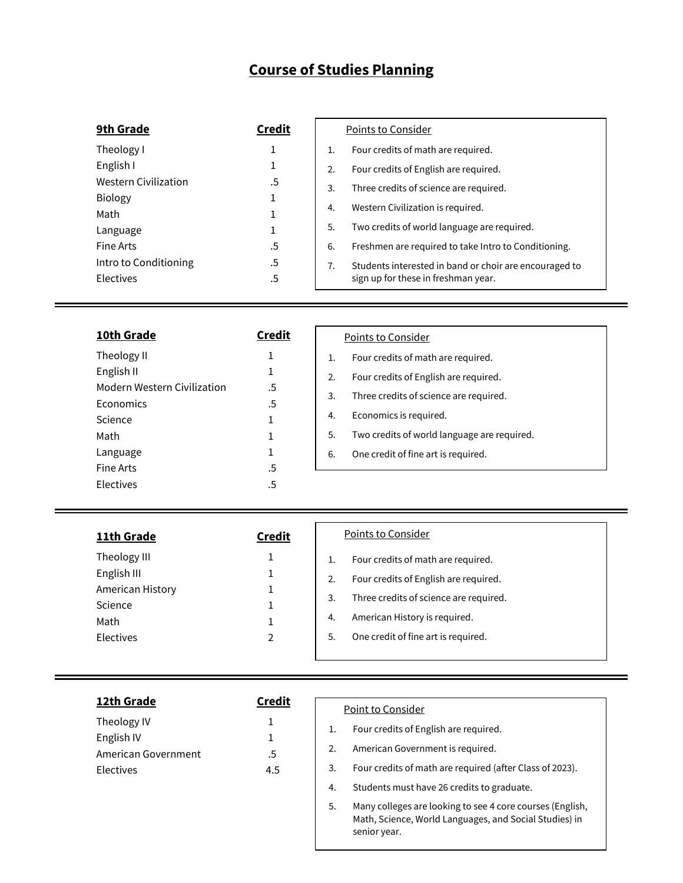# Course of Studies Planning

| 9th Grade | Credit |
|---|---|
| Theology I | 1 |
| English I | 1 |
| Western Civilization | .5 |
| Biology | 1 |
| Math | 1 |
| Language | 1 |
| Fine Arts | .5 |
| Intro to Conditioning | .5 |
| Electives | .5 |

Points to Consider

1. Four credits of math are required.
2. Four credits of English are required.
3. Three credits of science are required.
4. Western Civilization is required.
5. Two credits of world language are required.
6. Freshmen are required to take Intro to Conditioning.
7. Students interested in band or choir are encouraged to sign up for these in freshman year.

---

| 10th Grade | Credit |
|---|---|
| Theology II | 1 |
| English II | 1 |
| Modern Western Civilization | .5 |
| Economics | .5 |
| Science | 1 |
| Math | 1 |
| Language | 1 |
| Fine Arts | .5 |
| Electives | .5 |

Points to Consider

1. Four credits of math are required.
2. Four credits of English are required.
3. Three credits of science are required.
4. Economics is required.
5. Two credits of world language are required.
6. One credit of fine art is required.

---

| 11th Grade | Credit |
|---|---|
| Theology III | 1 |
| English III | 1 |
| American History | 1 |
| Science | 1 |
| Math | 1 |
| Electives | 2 |

Points to Consider

1. Four credits of math are required.
2. Four credits of English are required.
3. Three credits of science are required.
4. American History is required.
5. One credit of fine art is required.

---

| 12th Grade | Credit |
|---|---|
| Theology IV | 1 |
| English IV | 1 |
| American Government | .5 |
| Electives | 4.5 |

Point to Consider

1. Four credits of English are required.
2. American Government is required.
3. Four credits of math are required (after Class of 2023).
4. Students must have 26 credits to graduate.
5. Many colleges are looking to see 4 core courses (English, Math, Science, World Languages, and Social Studies) in senior year.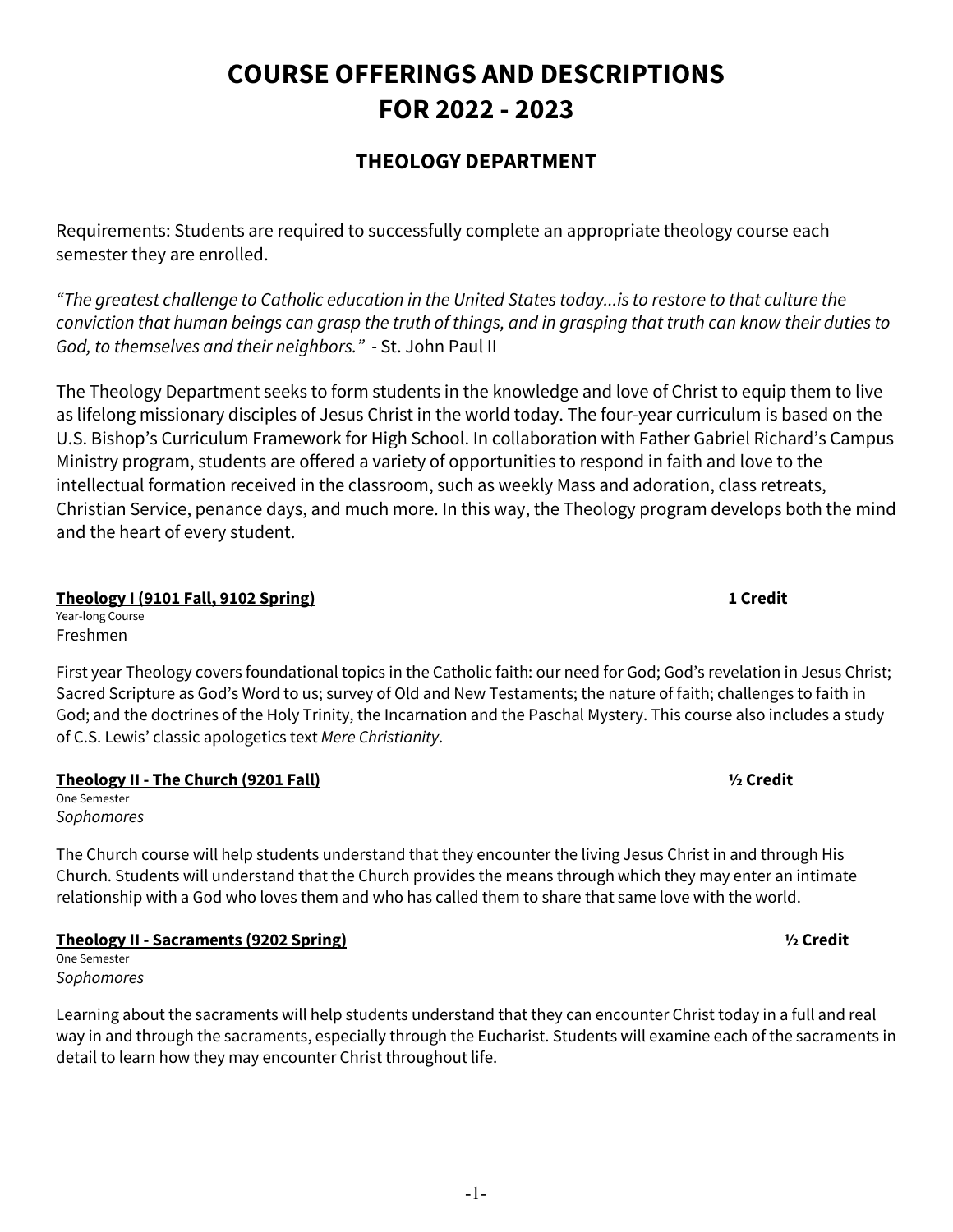# COURSE OFFERINGS AND DESCRIPTIONS FOR 2022 - 2023

## THEOLOGY DEPARTMENT

Requirements: Students are required to successfully complete an appropriate theology course each semester they are enrolled.

*"The greatest challenge to Catholic education in the United States today...is to restore to that culture the conviction that human beings can grasp the truth of things, and in grasping that truth can know their duties to God, to themselves and their neighbors."* - St. John Paul II

The Theology Department seeks to form students in the knowledge and love of Christ to equip them to live as lifelong missionary disciples of Jesus Christ in the world today. The four-year curriculum is based on the U.S. Bishop's Curriculum Framework for High School. In collaboration with Father Gabriel Richard's Campus Ministry program, students are offered a variety of opportunities to respond in faith and love to the intellectual formation received in the classroom, such as weekly Mass and adoration, class retreats, Christian Service, penance days, and much more. In this way, the Theology program develops both the mind and the heart of every student.

**Theology I (9101 Fall, 9102 Spring)** **1 Credit**

Year-long Course

Freshmen

First year Theology covers foundational topics in the Catholic faith: our need for God; God's revelation in Jesus Christ; Sacred Scripture as God's Word to us; survey of Old and New Testaments; the nature of faith; challenges to faith in God; and the doctrines of the Holy Trinity, the Incarnation and the Paschal Mystery. This course also includes a study of C.S. Lewis' classic apologetics text *Mere Christianity*.

**Theology II - The Church (9201 Fall)** **½ Credit**

One Semester

*Sophomores*

The Church course will help students understand that they encounter the living Jesus Christ in and through His Church. Students will understand that the Church provides the means through which they may enter an intimate relationship with a God who loves them and who has called them to share that same love with the world.

**Theology II - Sacraments (9202 Spring)** **½ Credit**

One Semester

*Sophomores*

Learning about the sacraments will help students understand that they can encounter Christ today in a full and real way in and through the sacraments, especially through the Eucharist. Students will examine each of the sacraments in detail to learn how they may encounter Christ throughout life.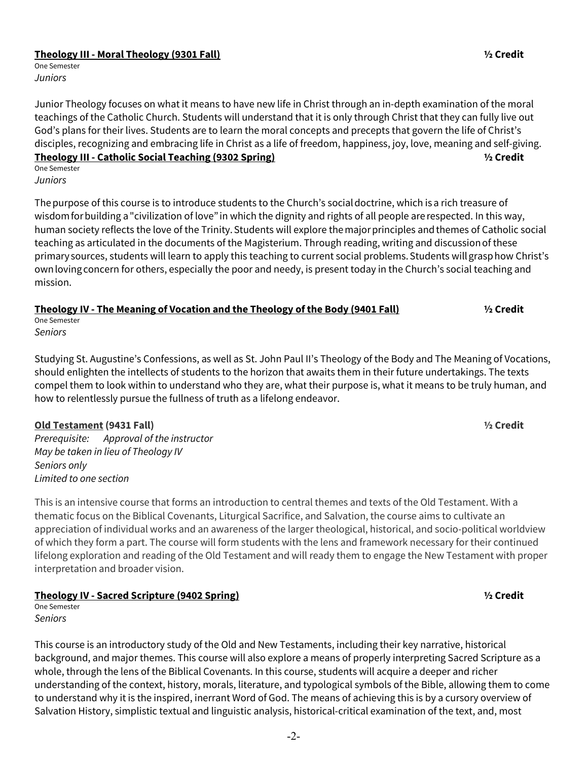**Theology III - Moral Theology (9301 Fall)** **½ Credit**

One Semester
*Juniors*

Junior Theology focuses on what it means to have new life in Christ through an in-depth examination of the moral teachings of the Catholic Church. Students will understand that it is only through Christ that they can fully live out God's plans for their lives. Students are to learn the moral concepts and precepts that govern the life of Christ's disciples, recognizing and embracing life in Christ as a life of freedom, happiness, joy, love, meaning and self-giving.

**Theology III - Catholic Social Teaching (9302 Spring)** **½ Credit**

One Semester
*Juniors*

The purpose of this course is to introduce students to the Church's social doctrine, which is a rich treasure of wisdom for building a "civilization of love" in which the dignity and rights of all people are respected. In this way, human society reflects the love of the Trinity. Students will explore the major principles and themes of Catholic social teaching as articulated in the documents of the Magisterium. Through reading, writing and discussion of these primary sources, students will learn to apply this teaching to current social problems. Students will grasp how Christ's own loving concern for others, especially the poor and needy, is present today in the Church's social teaching and mission.

**Theology IV - The Meaning of Vocation and the Theology of the Body (9401 Fall)** **½ Credit**

One Semester
*Seniors*

Studying St. Augustine's Confessions, as well as St. John Paul II's Theology of the Body and The Meaning of Vocations, should enlighten the intellects of students to the horizon that awaits them in their future undertakings. The texts compel them to look within to understand who they are, what their purpose is, what it means to be truly human, and how to relentlessly pursue the fullness of truth as a lifelong endeavor.

**Old Testament (9431 Fall)** **½ Credit**

*Prerequisite: Approval of the instructor*
*May be taken in lieu of Theology IV*
*Seniors only*
*Limited to one section*

This is an intensive course that forms an introduction to central themes and texts of the Old Testament. With a thematic focus on the Biblical Covenants, Liturgical Sacrifice, and Salvation, the course aims to cultivate an appreciation of individual works and an awareness of the larger theological, historical, and socio-political worldview of which they form a part. The course will form students with the lens and framework necessary for their continued lifelong exploration and reading of the Old Testament and will ready them to engage the New Testament with proper interpretation and broader vision.

**Theology IV - Sacred Scripture (9402 Spring)** **½ Credit**

One Semester
*Seniors*

This course is an introductory study of the Old and New Testaments, including their key narrative, historical background, and major themes. This course will also explore a means of properly interpreting Sacred Scripture as a whole, through the lens of the Biblical Covenants. In this course, students will acquire a deeper and richer understanding of the context, history, morals, literature, and typological symbols of the Bible, allowing them to come to understand why it is the inspired, inerrant Word of God. The means of achieving this is by a cursory overview of Salvation History, simplistic textual and linguistic analysis, historical-critical examination of the text, and, most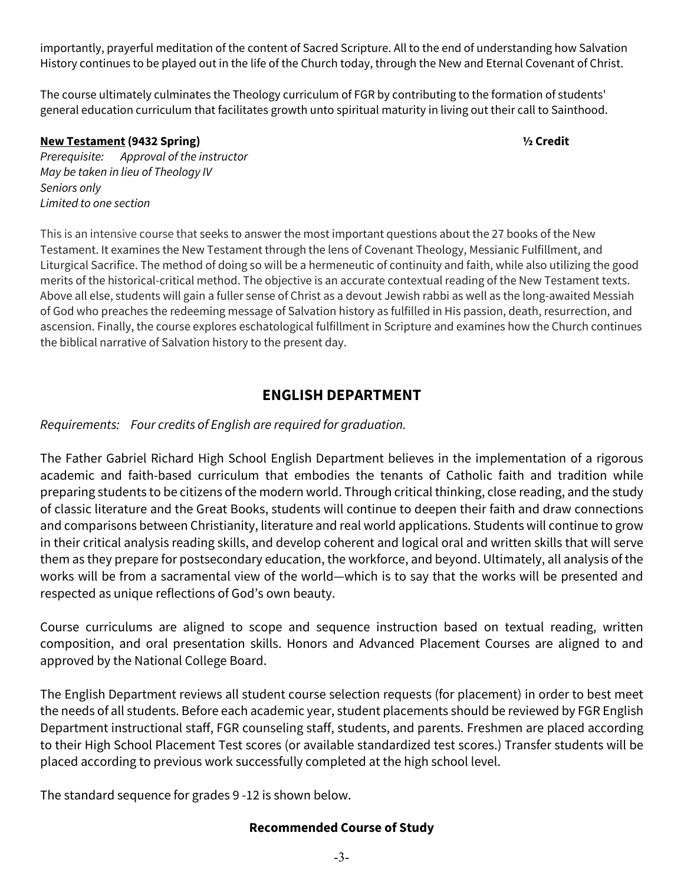importantly, prayerful meditation of the content of Sacred Scripture. All to the end of understanding how Salvation History continues to be played out in the life of the Church today, through the New and Eternal Covenant of Christ.

The course ultimately culminates the Theology curriculum of FGR by contributing to the formation of students' general education curriculum that facilitates growth unto spiritual maturity in living out their call to Sainthood.

**New Testament (9432 Spring)** **½ Credit**

*Prerequisite: Approval of the instructor*
*May be taken in lieu of Theology IV*
*Seniors only*
*Limited to one section*

This is an intensive course that seeks to answer the most important questions about the 27 books of the New Testament. It examines the New Testament through the lens of Covenant Theology, Messianic Fulfillment, and Liturgical Sacrifice. The method of doing so will be a hermeneutic of continuity and faith, while also utilizing the good merits of the historical-critical method. The objective is an accurate contextual reading of the New Testament texts. Above all else, students will gain a fuller sense of Christ as a devout Jewish rabbi as well as the long-awaited Messiah of God who preaches the redeeming message of Salvation history as fulfilled in His passion, death, resurrection, and ascension. Finally, the course explores eschatological fulfillment in Scripture and examines how the Church continues the biblical narrative of Salvation history to the present day.

## ENGLISH DEPARTMENT

*Requirements: Four credits of English are required for graduation.*

The Father Gabriel Richard High School English Department believes in the implementation of a rigorous academic and faith-based curriculum that embodies the tenants of Catholic faith and tradition while preparing students to be citizens of the modern world. Through critical thinking, close reading, and the study of classic literature and the Great Books, students will continue to deepen their faith and draw connections and comparisons between Christianity, literature and real world applications. Students will continue to grow in their critical analysis reading skills, and develop coherent and logical oral and written skills that will serve them as they prepare for postsecondary education, the workforce, and beyond. Ultimately, all analysis of the works will be from a sacramental view of the world—which is to say that the works will be presented and respected as unique reflections of God's own beauty.

Course curriculums are aligned to scope and sequence instruction based on textual reading, written composition, and oral presentation skills. Honors and Advanced Placement Courses are aligned to and approved by the National College Board.

The English Department reviews all student course selection requests (for placement) in order to best meet the needs of all students. Before each academic year, student placements should be reviewed by FGR English Department instructional staff, FGR counseling staff, students, and parents. Freshmen are placed according to their High School Placement Test scores (or available standardized test scores.) Transfer students will be placed according to previous work successfully completed at the high school level.

The standard sequence for grades 9 -12 is shown below.

**Recommended Course of Study**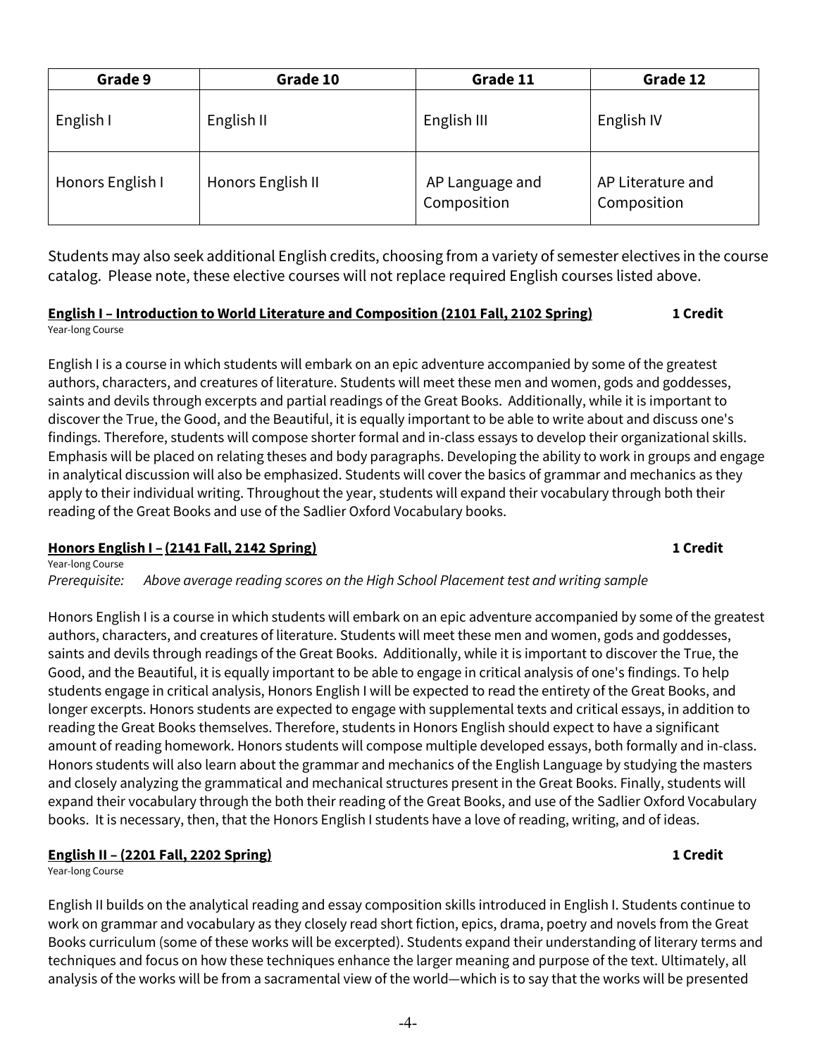| Grade 9 | Grade 10 | Grade 11 | Grade 12 |
|---|---|---|---|
| English I | English II | English III | English IV |
| Honors English I | Honors English II | AP Language and Composition | AP Literature and Composition |

Students may also seek additional English credits, choosing from a variety of semester electives in the course catalog. Please note, these elective courses will not replace required English courses listed above.

**English I – Introduction to World Literature and Composition (2101 Fall, 2102 Spring)** **1 Credit**

Year-long Course

English I is a course in which students will embark on an epic adventure accompanied by some of the greatest authors, characters, and creatures of literature. Students will meet these men and women, gods and goddesses, saints and devils through excerpts and partial readings of the Great Books. Additionally, while it is important to discover the True, the Good, and the Beautiful, it is equally important to be able to write about and discuss one's findings. Therefore, students will compose shorter formal and in-class essays to develop their organizational skills. Emphasis will be placed on relating theses and body paragraphs. Developing the ability to work in groups and engage in analytical discussion will also be emphasized. Students will cover the basics of grammar and mechanics as they apply to their individual writing. Throughout the year, students will expand their vocabulary through both their reading of the Great Books and use of the Sadlier Oxford Vocabulary books.

**Honors English I – (2141 Fall, 2142 Spring)** **1 Credit**

Year-long Course

*Prerequisite: Above average reading scores on the High School Placement test and writing sample*

Honors English I is a course in which students will embark on an epic adventure accompanied by some of the greatest authors, characters, and creatures of literature. Students will meet these men and women, gods and goddesses, saints and devils through readings of the Great Books. Additionally, while it is important to discover the True, the Good, and the Beautiful, it is equally important to be able to engage in critical analysis of one's findings. To help students engage in critical analysis, Honors English I will be expected to read the entirety of the Great Books, and longer excerpts. Honors students are expected to engage with supplemental texts and critical essays, in addition to reading the Great Books themselves. Therefore, students in Honors English should expect to have a significant amount of reading homework. Honors students will compose multiple developed essays, both formally and in-class. Honors students will also learn about the grammar and mechanics of the English Language by studying the masters and closely analyzing the grammatical and mechanical structures present in the Great Books. Finally, students will expand their vocabulary through the both their reading of the Great Books, and use of the Sadlier Oxford Vocabulary books. It is necessary, then, that the Honors English I students have a love of reading, writing, and of ideas.

**English II – (2201 Fall, 2202 Spring)** **1 Credit**

Year-long Course

English II builds on the analytical reading and essay composition skills introduced in English I. Students continue to work on grammar and vocabulary as they closely read short fiction, epics, drama, poetry and novels from the Great Books curriculum (some of these works will be excerpted). Students expand their understanding of literary terms and techniques and focus on how these techniques enhance the larger meaning and purpose of the text. Ultimately, all analysis of the works will be from a sacramental view of the world—which is to say that the works will be presented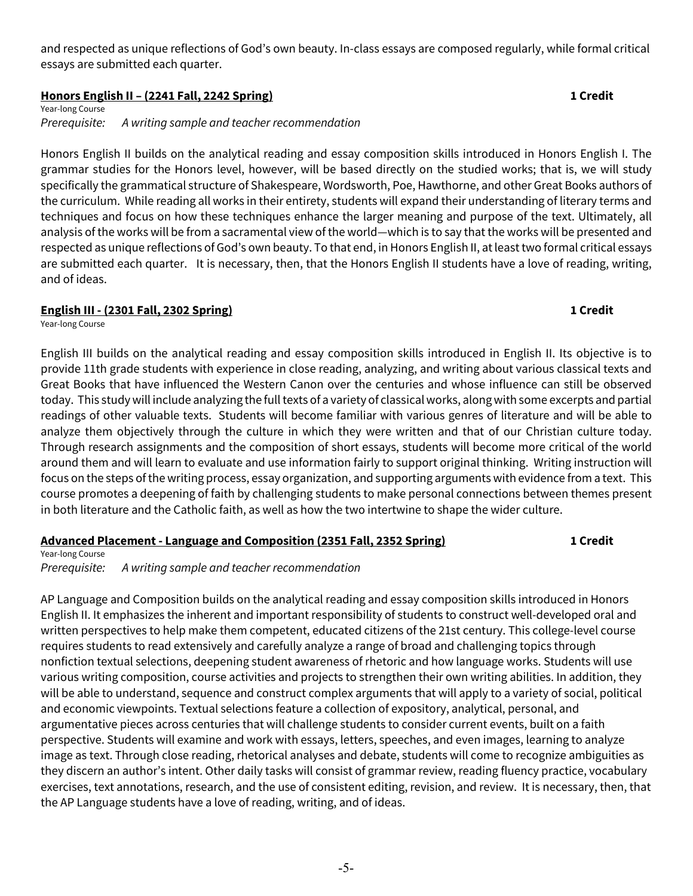and respected as unique reflections of God's own beauty. In-class essays are composed regularly, while formal critical essays are submitted each quarter.

### **Honors English II – (2241 Fall, 2242 Spring)** **1 Credit**

Year-long Course

*Prerequisite: A writing sample and teacher recommendation*

Honors English II builds on the analytical reading and essay composition skills introduced in Honors English I. The grammar studies for the Honors level, however, will be based directly on the studied works; that is, we will study specifically the grammatical structure of Shakespeare, Wordsworth, Poe, Hawthorne, and other Great Books authors of the curriculum. While reading all works in their entirety, students will expand their understanding of literary terms and techniques and focus on how these techniques enhance the larger meaning and purpose of the text. Ultimately, all analysis of the works will be from a sacramental view of the world—which is to say that the works will be presented and respected as unique reflections of God's own beauty. To that end, in Honors English II, at least two formal critical essays are submitted each quarter. It is necessary, then, that the Honors English II students have a love of reading, writing, and of ideas.

### **English III - (2301 Fall, 2302 Spring)** **1 Credit**

Year-long Course

English III builds on the analytical reading and essay composition skills introduced in English II. Its objective is to provide 11th grade students with experience in close reading, analyzing, and writing about various classical texts and Great Books that have influenced the Western Canon over the centuries and whose influence can still be observed today. This study will include analyzing the full texts of a variety of classical works, along with some excerpts and partial readings of other valuable texts. Students will become familiar with various genres of literature and will be able to analyze them objectively through the culture in which they were written and that of our Christian culture today. Through research assignments and the composition of short essays, students will become more critical of the world around them and will learn to evaluate and use information fairly to support original thinking. Writing instruction will focus on the steps of the writing process, essay organization, and supporting arguments with evidence from a text. This course promotes a deepening of faith by challenging students to make personal connections between themes present in both literature and the Catholic faith, as well as how the two intertwine to shape the wider culture.

### **Advanced Placement - Language and Composition (2351 Fall, 2352 Spring)** **1 Credit**

Year-long Course

*Prerequisite: A writing sample and teacher recommendation*

AP Language and Composition builds on the analytical reading and essay composition skills introduced in Honors English II. It emphasizes the inherent and important responsibility of students to construct well-developed oral and written perspectives to help make them competent, educated citizens of the 21st century. This college-level course requires students to read extensively and carefully analyze a range of broad and challenging topics through nonfiction textual selections, deepening student awareness of rhetoric and how language works. Students will use various writing composition, course activities and projects to strengthen their own writing abilities. In addition, they will be able to understand, sequence and construct complex arguments that will apply to a variety of social, political and economic viewpoints. Textual selections feature a collection of expository, analytical, personal, and argumentative pieces across centuries that will challenge students to consider current events, built on a faith perspective. Students will examine and work with essays, letters, speeches, and even images, learning to analyze image as text. Through close reading, rhetorical analyses and debate, students will come to recognize ambiguities as they discern an author's intent. Other daily tasks will consist of grammar review, reading fluency practice, vocabulary exercises, text annotations, research, and the use of consistent editing, revision, and review. It is necessary, then, that the AP Language students have a love of reading, writing, and of ideas.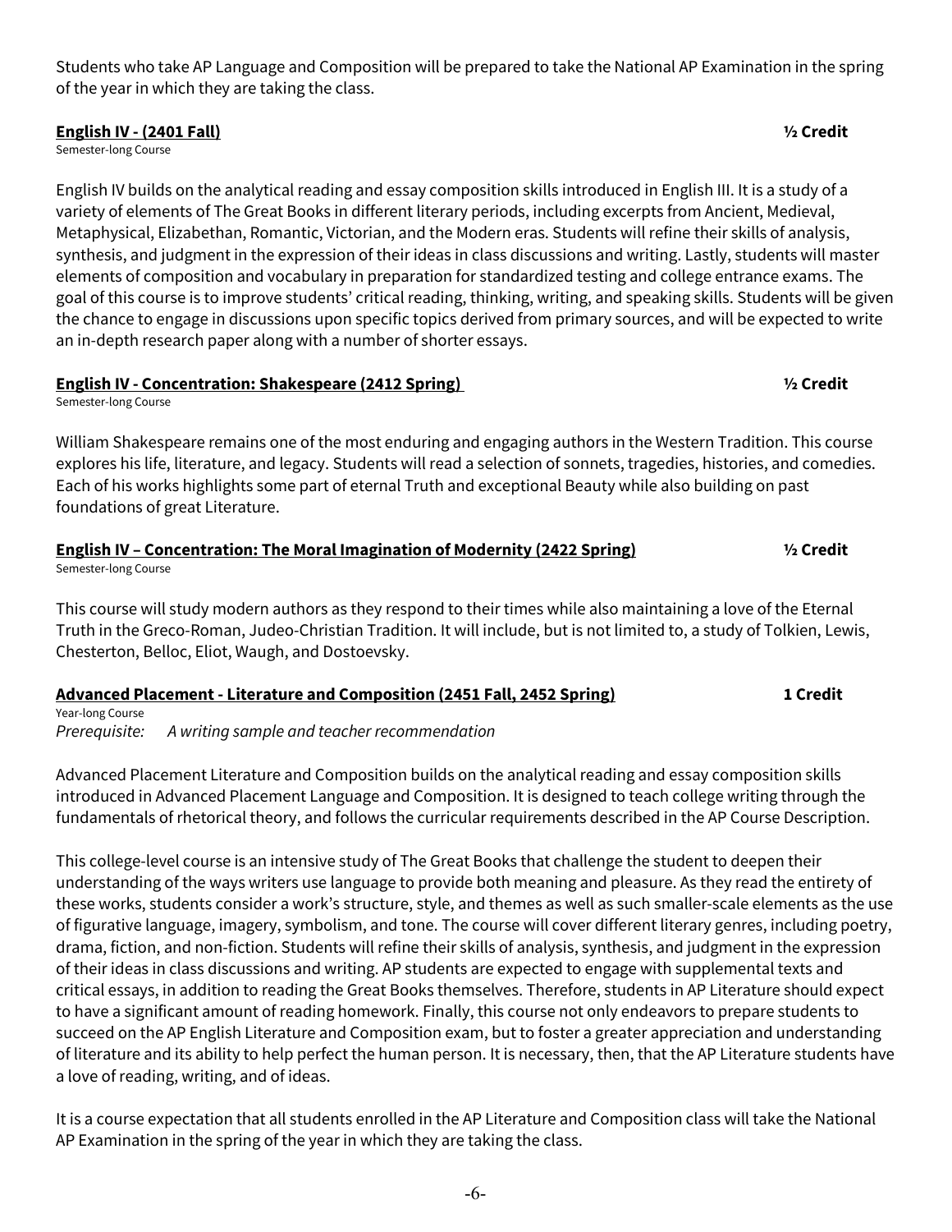Students who take AP Language and Composition will be prepared to take the National AP Examination in the spring of the year in which they are taking the class.

### English IV - (2401 Fall) — ½ Credit

Semester-long Course

English IV builds on the analytical reading and essay composition skills introduced in English III. It is a study of a variety of elements of The Great Books in different literary periods, including excerpts from Ancient, Medieval, Metaphysical, Elizabethan, Romantic, Victorian, and the Modern eras. Students will refine their skills of analysis, synthesis, and judgment in the expression of their ideas in class discussions and writing. Lastly, students will master elements of composition and vocabulary in preparation for standardized testing and college entrance exams. The goal of this course is to improve students' critical reading, thinking, writing, and speaking skills. Students will be given the chance to engage in discussions upon specific topics derived from primary sources, and will be expected to write an in-depth research paper along with a number of shorter essays.

### English IV - Concentration: Shakespeare (2412 Spring) — ½ Credit

Semester-long Course

William Shakespeare remains one of the most enduring and engaging authors in the Western Tradition. This course explores his life, literature, and legacy. Students will read a selection of sonnets, tragedies, histories, and comedies. Each of his works highlights some part of eternal Truth and exceptional Beauty while also building on past foundations of great Literature.

### English IV – Concentration: The Moral Imagination of Modernity (2422 Spring) — ½ Credit

Semester-long Course

This course will study modern authors as they respond to their times while also maintaining a love of the Eternal Truth in the Greco-Roman, Judeo-Christian Tradition. It will include, but is not limited to, a study of Tolkien, Lewis, Chesterton, Belloc, Eliot, Waugh, and Dostoevsky.

### Advanced Placement - Literature and Composition (2451 Fall, 2452 Spring) — 1 Credit

Year-long Course

*Prerequisite: A writing sample and teacher recommendation*

Advanced Placement Literature and Composition builds on the analytical reading and essay composition skills introduced in Advanced Placement Language and Composition. It is designed to teach college writing through the fundamentals of rhetorical theory, and follows the curricular requirements described in the AP Course Description.

This college-level course is an intensive study of The Great Books that challenge the student to deepen their understanding of the ways writers use language to provide both meaning and pleasure. As they read the entirety of these works, students consider a work's structure, style, and themes as well as such smaller-scale elements as the use of figurative language, imagery, symbolism, and tone. The course will cover different literary genres, including poetry, drama, fiction, and non-fiction. Students will refine their skills of analysis, synthesis, and judgment in the expression of their ideas in class discussions and writing. AP students are expected to engage with supplemental texts and critical essays, in addition to reading the Great Books themselves. Therefore, students in AP Literature should expect to have a significant amount of reading homework. Finally, this course not only endeavors to prepare students to succeed on the AP English Literature and Composition exam, but to foster a greater appreciation and understanding of literature and its ability to help perfect the human person. It is necessary, then, that the AP Literature students have a love of reading, writing, and of ideas.

It is a course expectation that all students enrolled in the AP Literature and Composition class will take the National AP Examination in the spring of the year in which they are taking the class.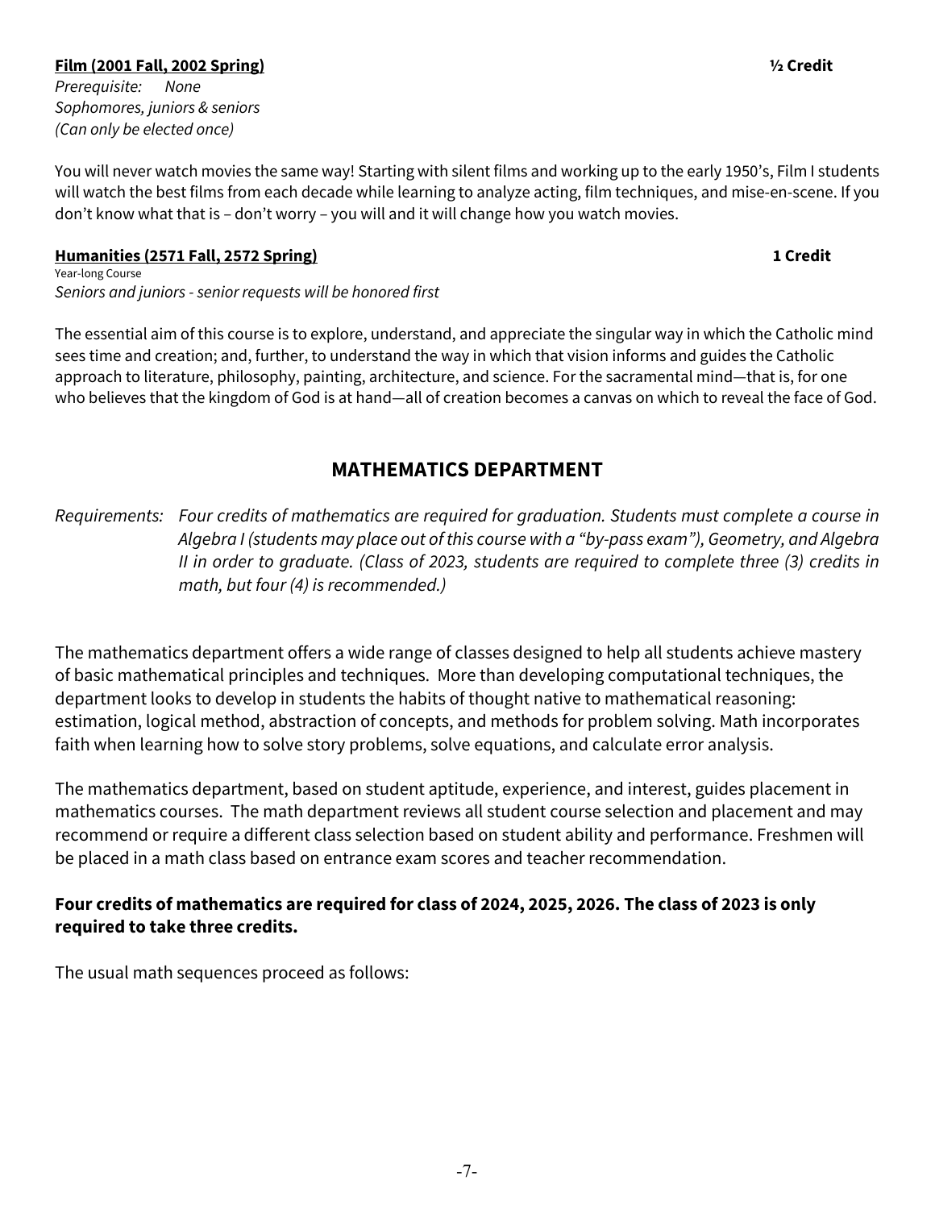**Film (2001 Fall, 2002 Spring)** **½ Credit**

*Prerequisite: None*
*Sophomores, juniors & seniors*
*(Can only be elected once)*

You will never watch movies the same way! Starting with silent films and working up to the early 1950's, Film I students will watch the best films from each decade while learning to analyze acting, film techniques, and mise-en-scene. If you don't know what that is – don't worry – you will and it will change how you watch movies.

**Humanities (2571 Fall, 2572 Spring)** **1 Credit**

Year-long Course
*Seniors and juniors - senior requests will be honored first*

The essential aim of this course is to explore, understand, and appreciate the singular way in which the Catholic mind sees time and creation; and, further, to understand the way in which that vision informs and guides the Catholic approach to literature, philosophy, painting, architecture, and science. For the sacramental mind—that is, for one who believes that the kingdom of God is at hand—all of creation becomes a canvas on which to reveal the face of God.

## MATHEMATICS DEPARTMENT

*Requirements: Four credits of mathematics are required for graduation. Students must complete a course in Algebra I (students may place out of this course with a "by-pass exam"), Geometry, and Algebra II in order to graduate. (Class of 2023, students are required to complete three (3) credits in math, but four (4) is recommended.)*

The mathematics department offers a wide range of classes designed to help all students achieve mastery of basic mathematical principles and techniques. More than developing computational techniques, the department looks to develop in students the habits of thought native to mathematical reasoning: estimation, logical method, abstraction of concepts, and methods for problem solving. Math incorporates faith when learning how to solve story problems, solve equations, and calculate error analysis.

The mathematics department, based on student aptitude, experience, and interest, guides placement in mathematics courses. The math department reviews all student course selection and placement and may recommend or require a different class selection based on student ability and performance. Freshmen will be placed in a math class based on entrance exam scores and teacher recommendation.

**Four credits of mathematics are required for class of 2024, 2025, 2026. The class of 2023 is only required to take three credits.**

The usual math sequences proceed as follows: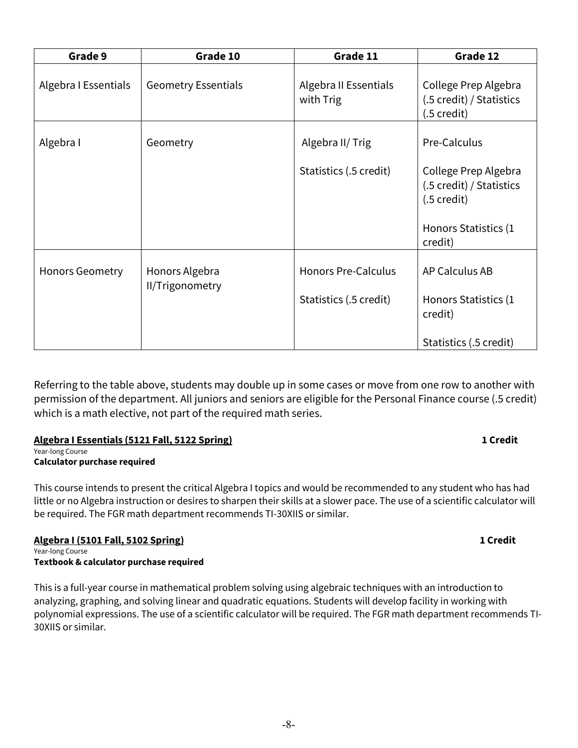| Grade 9 | Grade 10 | Grade 11 | Grade 12 |
|---|---|---|---|
| Algebra I Essentials | Geometry Essentials | Algebra II Essentials with Trig | College Prep Algebra (.5 credit) / Statistics (.5 credit) |
| Algebra I | Geometry | Algebra II/ Trig<br><br>Statistics (.5 credit) | Pre-Calculus<br><br>College Prep Algebra (.5 credit) / Statistics (.5 credit)<br><br>Honors Statistics (1 credit) |
| Honors Geometry | Honors Algebra II/Trigonometry | Honors Pre-Calculus<br><br>Statistics (.5 credit) | AP Calculus AB<br><br>Honors Statistics (1 credit)<br><br>Statistics (.5 credit) |

Referring to the table above, students may double up in some cases or move from one row to another with permission of the department. All juniors and seniors are eligible for the Personal Finance course (.5 credit) which is a math elective, not part of the required math series.

**Algebra I Essentials (5121 Fall, 5122 Spring)** **1 Credit**

Year-long Course

**Calculator purchase required**

This course intends to present the critical Algebra I topics and would be recommended to any student who has had little or no Algebra instruction or desires to sharpen their skills at a slower pace. The use of a scientific calculator will be required. The FGR math department recommends TI-30XIIS or similar.

**Algebra I (5101 Fall, 5102 Spring)** **1 Credit**

Year-long Course

**Textbook & calculator purchase required**

This is a full-year course in mathematical problem solving using algebraic techniques with an introduction to analyzing, graphing, and solving linear and quadratic equations. Students will develop facility in working with polynomial expressions. The use of a scientific calculator will be required. The FGR math department recommends TI-30XIIS or similar.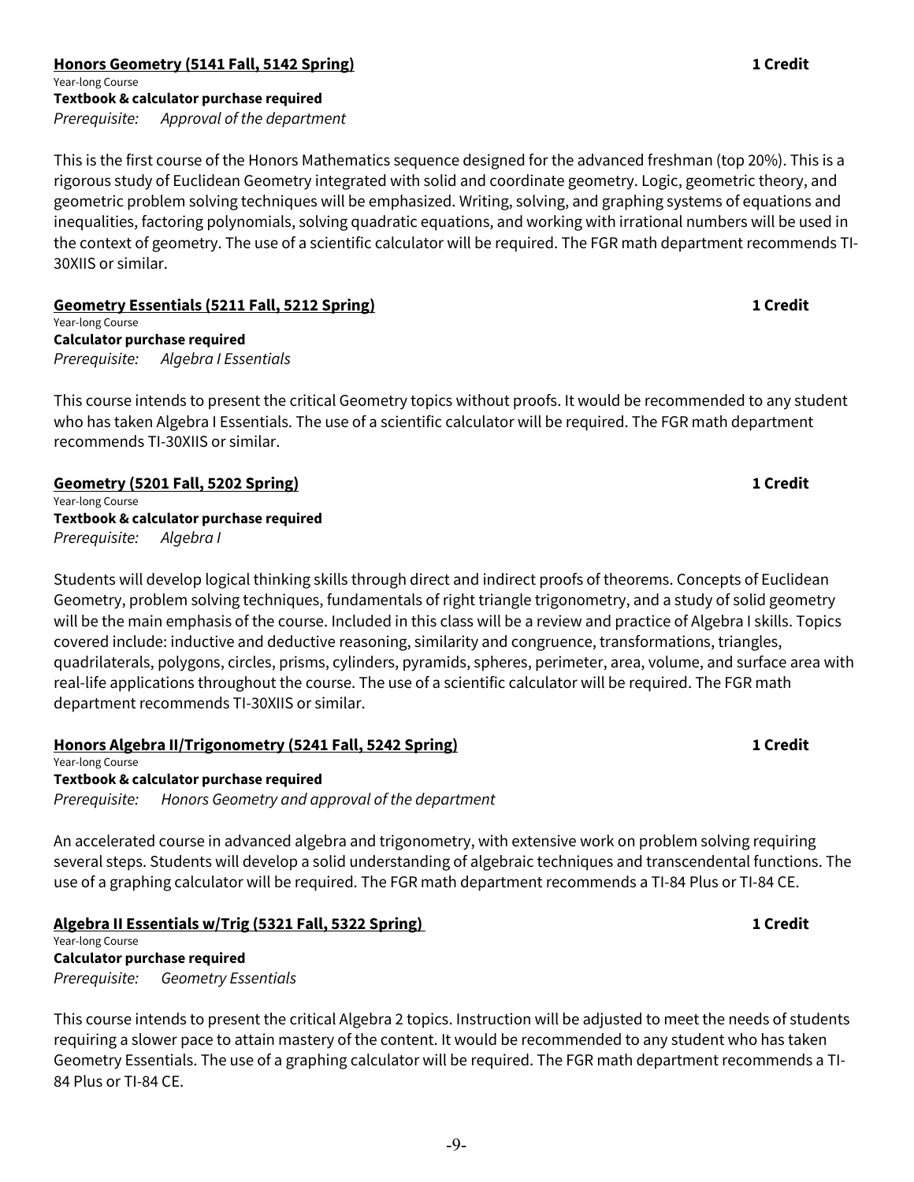**Honors Geometry (5141 Fall, 5142 Spring)** **1 Credit**

Year-long Course

**Textbook & calculator purchase required**

*Prerequisite: Approval of the department*

This is the first course of the Honors Mathematics sequence designed for the advanced freshman (top 20%). This is a rigorous study of Euclidean Geometry integrated with solid and coordinate geometry. Logic, geometric theory, and geometric problem solving techniques will be emphasized. Writing, solving, and graphing systems of equations and inequalities, factoring polynomials, solving quadratic equations, and working with irrational numbers will be used in the context of geometry. The use of a scientific calculator will be required. The FGR math department recommends TI-30XIIS or similar.

**Geometry Essentials (5211 Fall, 5212 Spring)** **1 Credit**

Year-long Course

**Calculator purchase required**

*Prerequisite: Algebra I Essentials*

This course intends to present the critical Geometry topics without proofs. It would be recommended to any student who has taken Algebra I Essentials. The use of a scientific calculator will be required. The FGR math department recommends TI-30XIIS or similar.

**Geometry (5201 Fall, 5202 Spring)** **1 Credit**

Year-long Course

**Textbook & calculator purchase required**

*Prerequisite: Algebra I*

Students will develop logical thinking skills through direct and indirect proofs of theorems. Concepts of Euclidean Geometry, problem solving techniques, fundamentals of right triangle trigonometry, and a study of solid geometry will be the main emphasis of the course. Included in this class will be a review and practice of Algebra I skills. Topics covered include: inductive and deductive reasoning, similarity and congruence, transformations, triangles, quadrilaterals, polygons, circles, prisms, cylinders, pyramids, spheres, perimeter, area, volume, and surface area with real-life applications throughout the course. The use of a scientific calculator will be required. The FGR math department recommends TI-30XIIS or similar.

**Honors Algebra II/Trigonometry (5241 Fall, 5242 Spring)** **1 Credit**

Year-long Course

**Textbook & calculator purchase required**

*Prerequisite: Honors Geometry and approval of the department*

An accelerated course in advanced algebra and trigonometry, with extensive work on problem solving requiring several steps. Students will develop a solid understanding of algebraic techniques and transcendental functions. The use of a graphing calculator will be required. The FGR math department recommends a TI-84 Plus or TI-84 CE.

**Algebra II Essentials w/Trig (5321 Fall, 5322 Spring)** **1 Credit**

Year-long Course

**Calculator purchase required**

*Prerequisite: Geometry Essentials*

This course intends to present the critical Algebra 2 topics. Instruction will be adjusted to meet the needs of students requiring a slower pace to attain mastery of the content. It would be recommended to any student who has taken Geometry Essentials. The use of a graphing calculator will be required. The FGR math department recommends a TI-84 Plus or TI-84 CE.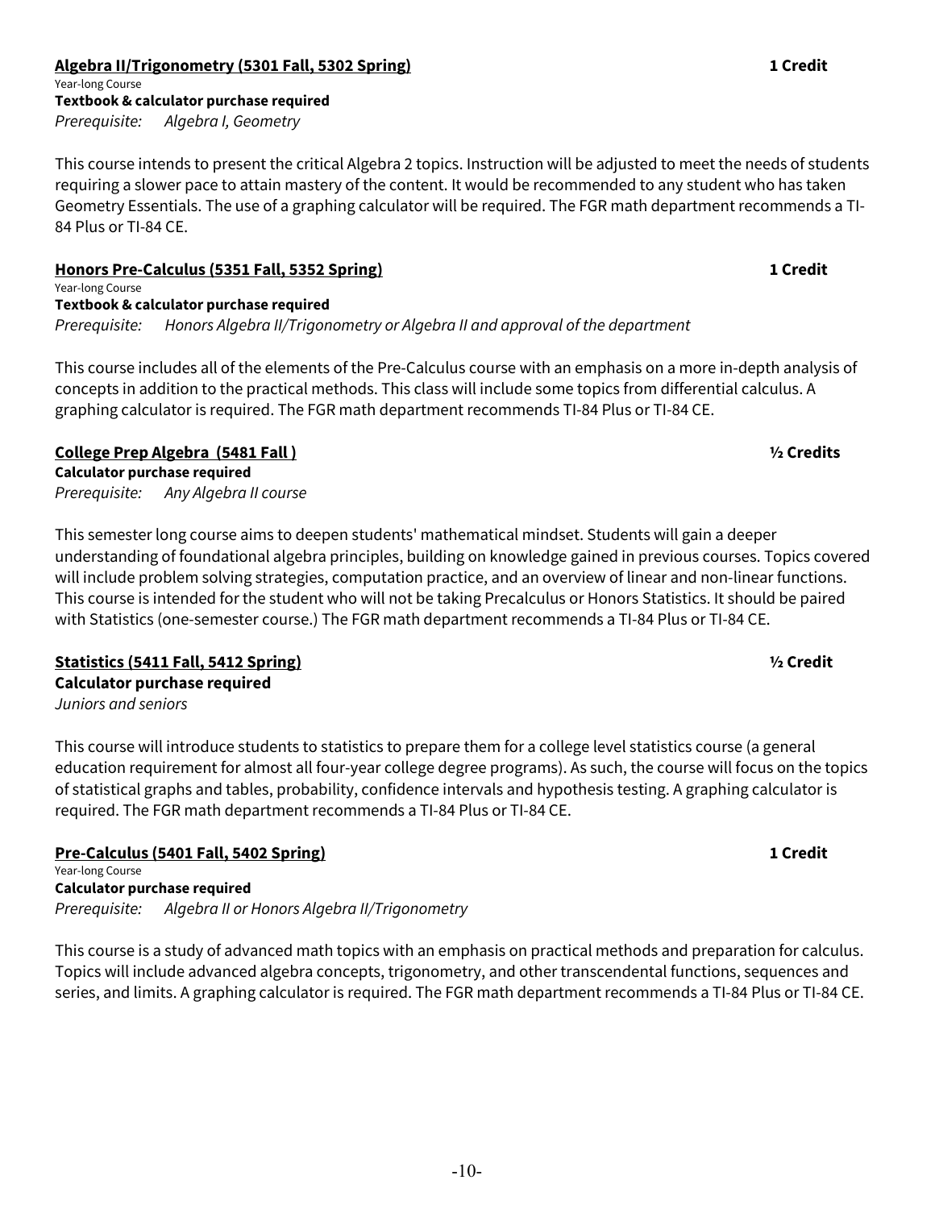### Algebra II/Trigonometry (5301 Fall, 5302 Spring) — 1 Credit

Year-long Course

**Textbook & calculator purchase required**

*Prerequisite: Algebra I, Geometry*

This course intends to present the critical Algebra 2 topics. Instruction will be adjusted to meet the needs of students requiring a slower pace to attain mastery of the content. It would be recommended to any student who has taken Geometry Essentials. The use of a graphing calculator will be required. The FGR math department recommends a TI-84 Plus or TI-84 CE.

### Honors Pre-Calculus (5351 Fall, 5352 Spring) — 1 Credit

Year-long Course

**Textbook & calculator purchase required**

*Prerequisite: Honors Algebra II/Trigonometry or Algebra II and approval of the department*

This course includes all of the elements of the Pre-Calculus course with an emphasis on a more in-depth analysis of concepts in addition to the practical methods. This class will include some topics from differential calculus. A graphing calculator is required. The FGR math department recommends TI-84 Plus or TI-84 CE.

### College Prep Algebra (5481 Fall ) — ½ Credits

**Calculator purchase required**

*Prerequisite: Any Algebra II course*

This semester long course aims to deepen students' mathematical mindset. Students will gain a deeper understanding of foundational algebra principles, building on knowledge gained in previous courses. Topics covered will include problem solving strategies, computation practice, and an overview of linear and non-linear functions. This course is intended for the student who will not be taking Precalculus or Honors Statistics. It should be paired with Statistics (one-semester course.) The FGR math department recommends a TI-84 Plus or TI-84 CE.

### Statistics (5411 Fall, 5412 Spring) — ½ Credit

**Calculator purchase required**

*Juniors and seniors*

This course will introduce students to statistics to prepare them for a college level statistics course (a general education requirement for almost all four-year college degree programs). As such, the course will focus on the topics of statistical graphs and tables, probability, confidence intervals and hypothesis testing. A graphing calculator is required. The FGR math department recommends a TI-84 Plus or TI-84 CE.

### Pre-Calculus (5401 Fall, 5402 Spring) — 1 Credit

Year-long Course

**Calculator purchase required**

*Prerequisite: Algebra II or Honors Algebra II/Trigonometry*

This course is a study of advanced math topics with an emphasis on practical methods and preparation for calculus. Topics will include advanced algebra concepts, trigonometry, and other transcendental functions, sequences and series, and limits. A graphing calculator is required. The FGR math department recommends a TI-84 Plus or TI-84 CE.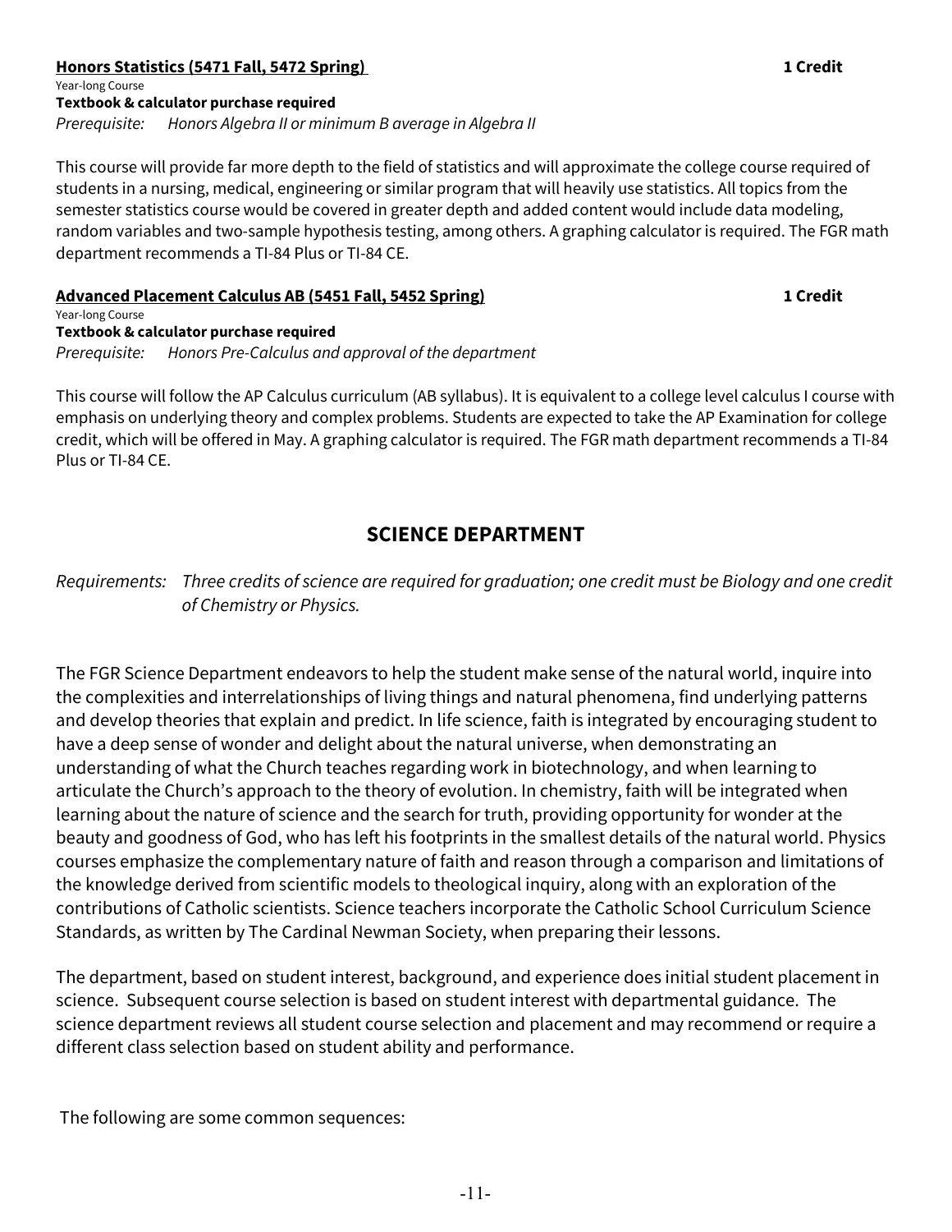**Honors Statistics (5471 Fall, 5472 Spring)** **1 Credit**

Year-long Course

**Textbook & calculator purchase required**

*Prerequisite: Honors Algebra II or minimum B average in Algebra II*

This course will provide far more depth to the field of statistics and will approximate the college course required of students in a nursing, medical, engineering or similar program that will heavily use statistics. All topics from the semester statistics course would be covered in greater depth and added content would include data modeling, random variables and two-sample hypothesis testing, among others. A graphing calculator is required. The FGR math department recommends a TI-84 Plus or TI-84 CE.

**Advanced Placement Calculus AB (5451 Fall, 5452 Spring)** **1 Credit**

Year-long Course

**Textbook & calculator purchase required**

*Prerequisite: Honors Pre-Calculus and approval of the department*

This course will follow the AP Calculus curriculum (AB syllabus). It is equivalent to a college level calculus I course with emphasis on underlying theory and complex problems. Students are expected to take the AP Examination for college credit, which will be offered in May. A graphing calculator is required. The FGR math department recommends a TI-84 Plus or TI-84 CE.

## SCIENCE DEPARTMENT

*Requirements: Three credits of science are required for graduation; one credit must be Biology and one credit of Chemistry or Physics.*

The FGR Science Department endeavors to help the student make sense of the natural world, inquire into the complexities and interrelationships of living things and natural phenomena, find underlying patterns and develop theories that explain and predict. In life science, faith is integrated by encouraging student to have a deep sense of wonder and delight about the natural universe, when demonstrating an understanding of what the Church teaches regarding work in biotechnology, and when learning to articulate the Church's approach to the theory of evolution. In chemistry, faith will be integrated when learning about the nature of science and the search for truth, providing opportunity for wonder at the beauty and goodness of God, who has left his footprints in the smallest details of the natural world. Physics courses emphasize the complementary nature of faith and reason through a comparison and limitations of the knowledge derived from scientific models to theological inquiry, along with an exploration of the contributions of Catholic scientists. Science teachers incorporate the Catholic School Curriculum Science Standards, as written by The Cardinal Newman Society, when preparing their lessons.

The department, based on student interest, background, and experience does initial student placement in science. Subsequent course selection is based on student interest with departmental guidance. The science department reviews all student course selection and placement and may recommend or require a different class selection based on student ability and performance.

The following are some common sequences: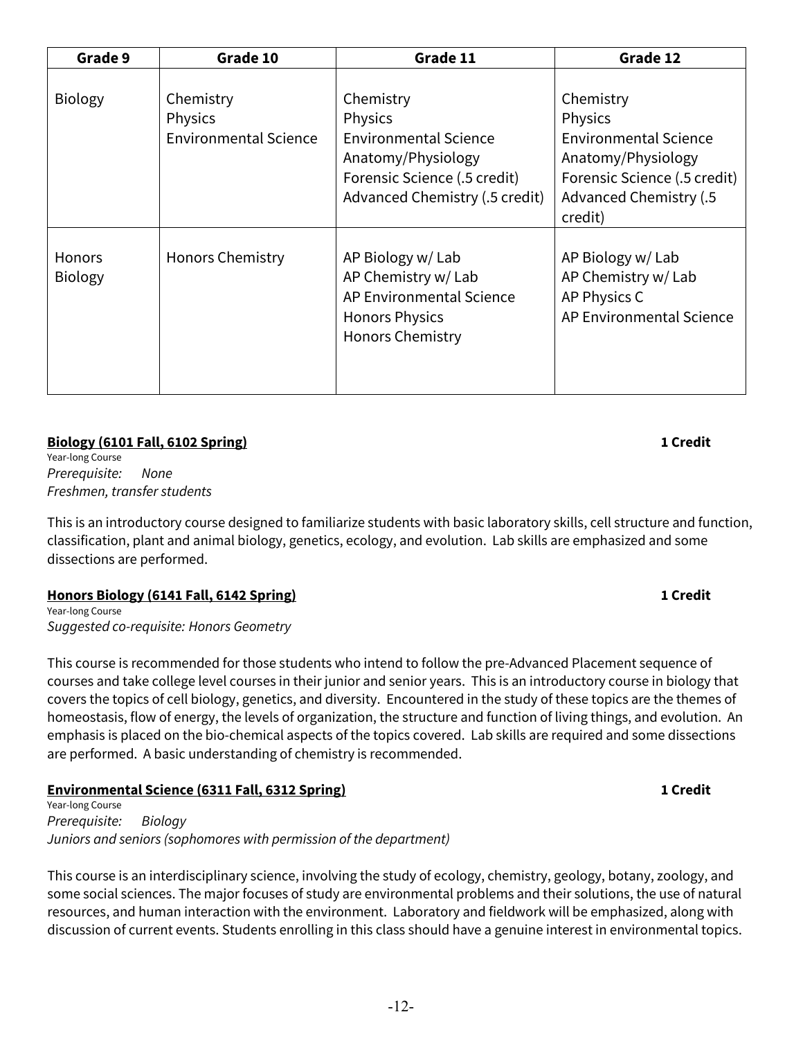| Grade 9 | Grade 10 | Grade 11 | Grade 12 |
|---|---|---|---|
| Biology | Chemistry<br>Physics<br>Environmental Science | Chemistry<br>Physics<br>Environmental Science<br>Anatomy/Physiology<br>Forensic Science (.5 credit)<br>Advanced Chemistry (.5 credit) | Chemistry<br>Physics<br>Environmental Science<br>Anatomy/Physiology<br>Forensic Science (.5 credit)<br>Advanced Chemistry (.5 credit) |
| Honors Biology | Honors Chemistry | AP Biology w/ Lab<br>AP Chemistry w/ Lab<br>AP Environmental Science<br>Honors Physics<br>Honors Chemistry | AP Biology w/ Lab<br>AP Chemistry w/ Lab<br>AP Physics C<br>AP Environmental Science |

**Biology (6101 Fall, 6102 Spring)** **1 Credit**

Year-long Course
*Prerequisite: None*
*Freshmen, transfer students*

This is an introductory course designed to familiarize students with basic laboratory skills, cell structure and function, classification, plant and animal biology, genetics, ecology, and evolution. Lab skills are emphasized and some dissections are performed.

**Honors Biology (6141 Fall, 6142 Spring)** **1 Credit**

Year-long Course
*Suggested co-requisite: Honors Geometry*

This course is recommended for those students who intend to follow the pre-Advanced Placement sequence of courses and take college level courses in their junior and senior years. This is an introductory course in biology that covers the topics of cell biology, genetics, and diversity. Encountered in the study of these topics are the themes of homeostasis, flow of energy, the levels of organization, the structure and function of living things, and evolution. An emphasis is placed on the bio-chemical aspects of the topics covered. Lab skills are required and some dissections are performed. A basic understanding of chemistry is recommended.

**Environmental Science (6311 Fall, 6312 Spring)** **1 Credit**

Year-long Course
*Prerequisite: Biology*
*Juniors and seniors (sophomores with permission of the department)*

This course is an interdisciplinary science, involving the study of ecology, chemistry, geology, botany, zoology, and some social sciences. The major focuses of study are environmental problems and their solutions, the use of natural resources, and human interaction with the environment. Laboratory and fieldwork will be emphasized, along with discussion of current events. Students enrolling in this class should have a genuine interest in environmental topics.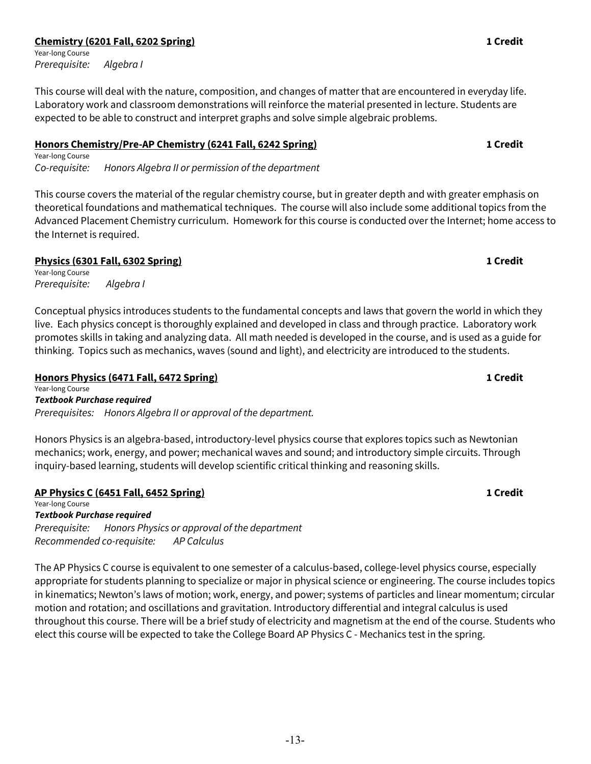**Chemistry (6201 Fall, 6202 Spring)** **1 Credit**

Year-long Course

*Prerequisite: Algebra I*

This course will deal with the nature, composition, and changes of matter that are encountered in everyday life. Laboratory work and classroom demonstrations will reinforce the material presented in lecture. Students are expected to be able to construct and interpret graphs and solve simple algebraic problems.

**Honors Chemistry/Pre-AP Chemistry (6241 Fall, 6242 Spring)** **1 Credit**

Year-long Course

*Co-requisite: Honors Algebra II or permission of the department*

This course covers the material of the regular chemistry course, but in greater depth and with greater emphasis on theoretical foundations and mathematical techniques. The course will also include some additional topics from the Advanced Placement Chemistry curriculum. Homework for this course is conducted over the Internet; home access to the Internet is required.

**Physics (6301 Fall, 6302 Spring)** **1 Credit**

Year-long Course

*Prerequisite: Algebra I*

Conceptual physics introduces students to the fundamental concepts and laws that govern the world in which they live. Each physics concept is thoroughly explained and developed in class and through practice. Laboratory work promotes skills in taking and analyzing data. All math needed is developed in the course, and is used as a guide for thinking. Topics such as mechanics, waves (sound and light), and electricity are introduced to the students.

**Honors Physics (6471 Fall, 6472 Spring)** **1 Credit**

Year-long Course

***Textbook Purchase required***

*Prerequisites: Honors Algebra II or approval of the department.*

Honors Physics is an algebra-based, introductory-level physics course that explores topics such as Newtonian mechanics; work, energy, and power; mechanical waves and sound; and introductory simple circuits. Through inquiry-based learning, students will develop scientific critical thinking and reasoning skills.

**AP Physics C (6451 Fall, 6452 Spring)** **1 Credit**

Year-long Course

***Textbook Purchase required***

*Prerequisite: Honors Physics or approval of the department*

*Recommended co-requisite: AP Calculus*

The AP Physics C course is equivalent to one semester of a calculus-based, college-level physics course, especially appropriate for students planning to specialize or major in physical science or engineering. The course includes topics in kinematics; Newton's laws of motion; work, energy, and power; systems of particles and linear momentum; circular motion and rotation; and oscillations and gravitation. Introductory differential and integral calculus is used throughout this course. There will be a brief study of electricity and magnetism at the end of the course. Students who elect this course will be expected to take the College Board AP Physics C - Mechanics test in the spring.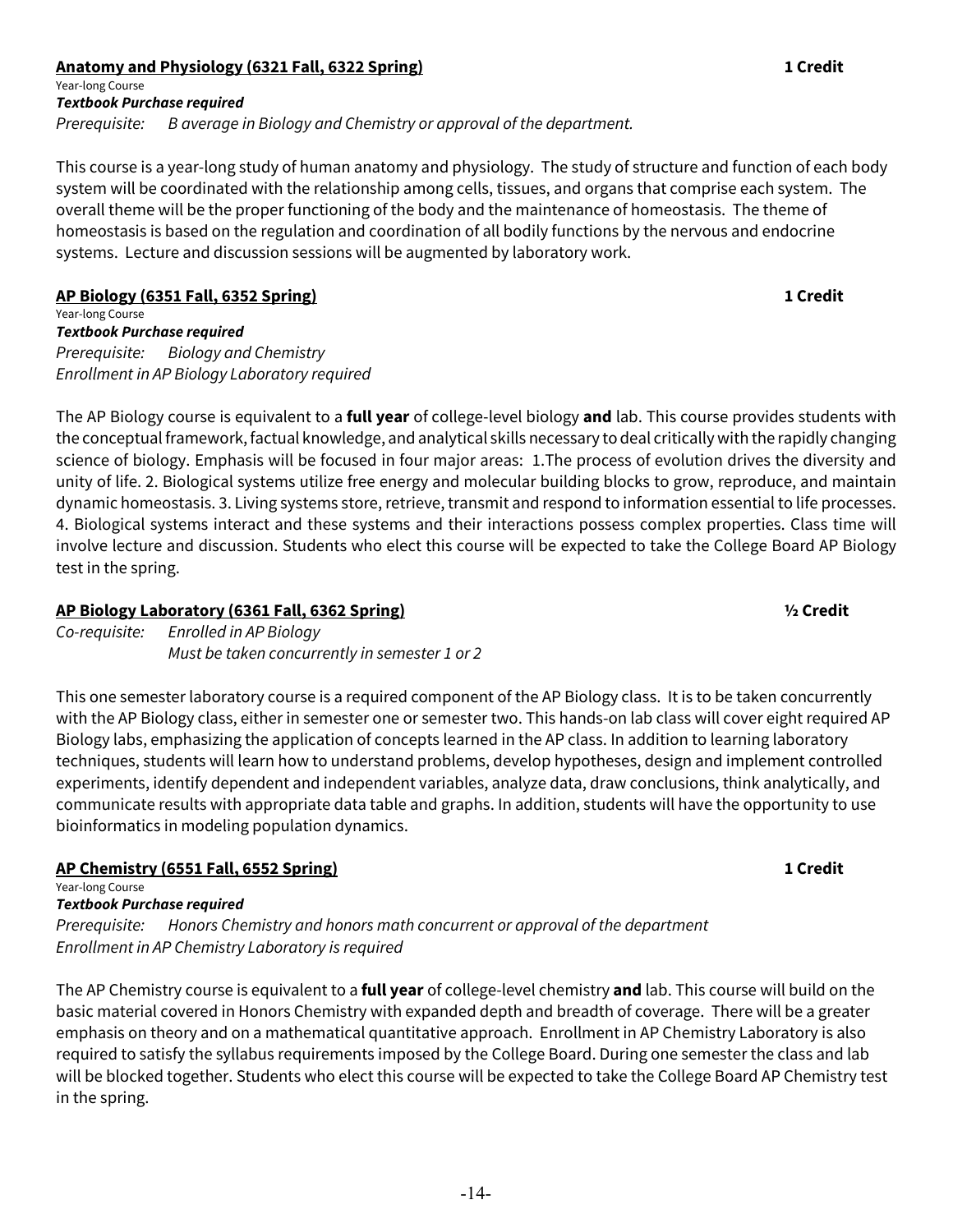**Anatomy and Physiology (6321 Fall, 6322 Spring)** **1 Credit**

Year-long Course

***Textbook Purchase required***

*Prerequisite: B average in Biology and Chemistry or approval of the department.*

This course is a year-long study of human anatomy and physiology. The study of structure and function of each body system will be coordinated with the relationship among cells, tissues, and organs that comprise each system. The overall theme will be the proper functioning of the body and the maintenance of homeostasis. The theme of homeostasis is based on the regulation and coordination of all bodily functions by the nervous and endocrine systems. Lecture and discussion sessions will be augmented by laboratory work.

**AP Biology (6351 Fall, 6352 Spring)** **1 Credit**

Year-long Course

***Textbook Purchase required***

*Prerequisite: Biology and Chemistry*

*Enrollment in AP Biology Laboratory required*

The AP Biology course is equivalent to a **full year** of college-level biology **and** lab. This course provides students with the conceptual framework, factual knowledge, and analytical skills necessary to deal critically with the rapidly changing science of biology. Emphasis will be focused in four major areas: 1.The process of evolution drives the diversity and unity of life. 2. Biological systems utilize free energy and molecular building blocks to grow, reproduce, and maintain dynamic homeostasis. 3. Living systems store, retrieve, transmit and respond to information essential to life processes. 4. Biological systems interact and these systems and their interactions possess complex properties. Class time will involve lecture and discussion. Students who elect this course will be expected to take the College Board AP Biology test in the spring.

**AP Biology Laboratory (6361 Fall, 6362 Spring)** **½ Credit**

*Co-requisite: Enrolled in AP Biology*
*Must be taken concurrently in semester 1 or 2*

This one semester laboratory course is a required component of the AP Biology class. It is to be taken concurrently with the AP Biology class, either in semester one or semester two. This hands-on lab class will cover eight required AP Biology labs, emphasizing the application of concepts learned in the AP class. In addition to learning laboratory techniques, students will learn how to understand problems, develop hypotheses, design and implement controlled experiments, identify dependent and independent variables, analyze data, draw conclusions, think analytically, and communicate results with appropriate data table and graphs. In addition, students will have the opportunity to use bioinformatics in modeling population dynamics.

**AP Chemistry (6551 Fall, 6552 Spring)** **1 Credit**

Year-long Course

***Textbook Purchase required***

*Prerequisite: Honors Chemistry and honors math concurrent or approval of the department*

*Enrollment in AP Chemistry Laboratory is required*

The AP Chemistry course is equivalent to a **full year** of college-level chemistry **and** lab. This course will build on the basic material covered in Honors Chemistry with expanded depth and breadth of coverage. There will be a greater emphasis on theory and on a mathematical quantitative approach. Enrollment in AP Chemistry Laboratory is also required to satisfy the syllabus requirements imposed by the College Board. During one semester the class and lab will be blocked together. Students who elect this course will be expected to take the College Board AP Chemistry test in the spring.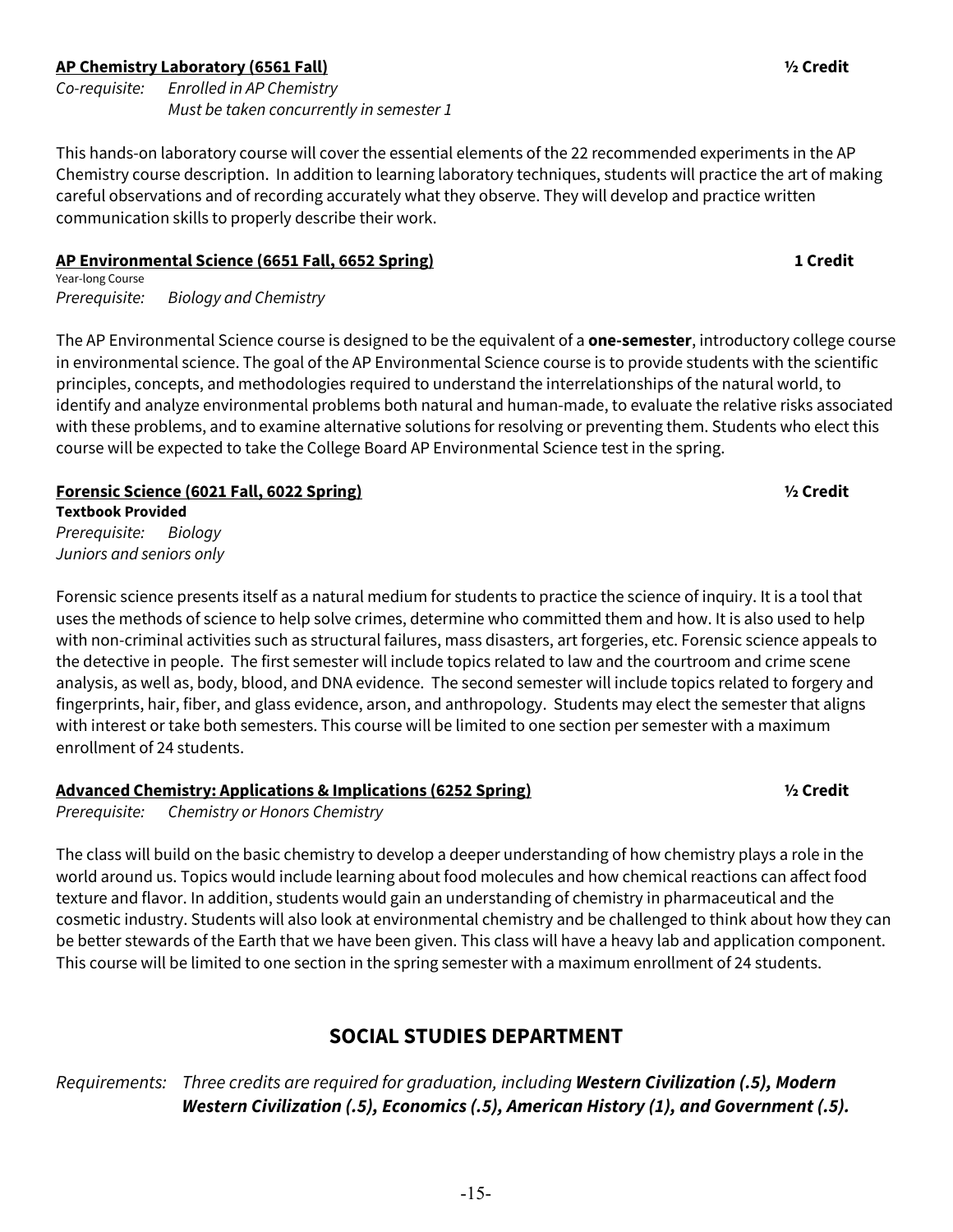**<u>AP Chemistry Laboratory (6561 Fall)</u>** **½ Credit**

*Co-requisite: Enrolled in AP Chemistry*
*Must be taken concurrently in semester 1*

This hands-on laboratory course will cover the essential elements of the 22 recommended experiments in the AP Chemistry course description. In addition to learning laboratory techniques, students will practice the art of making careful observations and of recording accurately what they observe. They will develop and practice written communication skills to properly describe their work.

**<u>AP Environmental Science (6651 Fall, 6652 Spring)</u>** **1 Credit**

Year-long Course
*Prerequisite: Biology and Chemistry*

The AP Environmental Science course is designed to be the equivalent of a **one-semester**, introductory college course in environmental science. The goal of the AP Environmental Science course is to provide students with the scientific principles, concepts, and methodologies required to understand the interrelationships of the natural world, to identify and analyze environmental problems both natural and human-made, to evaluate the relative risks associated with these problems, and to examine alternative solutions for resolving or preventing them. Students who elect this course will be expected to take the College Board AP Environmental Science test in the spring.

**<u>Forensic Science (6021 Fall, 6022 Spring)</u>** **½ Credit**

**Textbook Provided**
*Prerequisite: Biology*
*Juniors and seniors only*

Forensic science presents itself as a natural medium for students to practice the science of inquiry. It is a tool that uses the methods of science to help solve crimes, determine who committed them and how. It is also used to help with non-criminal activities such as structural failures, mass disasters, art forgeries, etc. Forensic science appeals to the detective in people. The first semester will include topics related to law and the courtroom and crime scene analysis, as well as, body, blood, and DNA evidence. The second semester will include topics related to forgery and fingerprints, hair, fiber, and glass evidence, arson, and anthropology. Students may elect the semester that aligns with interest or take both semesters. This course will be limited to one section per semester with a maximum enrollment of 24 students.

**<u>Advanced Chemistry: Applications & Implications (6252 Spring)</u>** **½ Credit**

*Prerequisite: Chemistry or Honors Chemistry*

The class will build on the basic chemistry to develop a deeper understanding of how chemistry plays a role in the world around us. Topics would include learning about food molecules and how chemical reactions can affect food texture and flavor. In addition, students would gain an understanding of chemistry in pharmaceutical and the cosmetic industry. Students will also look at environmental chemistry and be challenged to think about how they can be better stewards of the Earth that we have been given. This class will have a heavy lab and application component. This course will be limited to one section in the spring semester with a maximum enrollment of 24 students.

## SOCIAL STUDIES DEPARTMENT

*Requirements: Three credits are required for graduation, including **Western Civilization (.5), Modern Western Civilization (.5), Economics (.5), American History (1), and Government (.5).***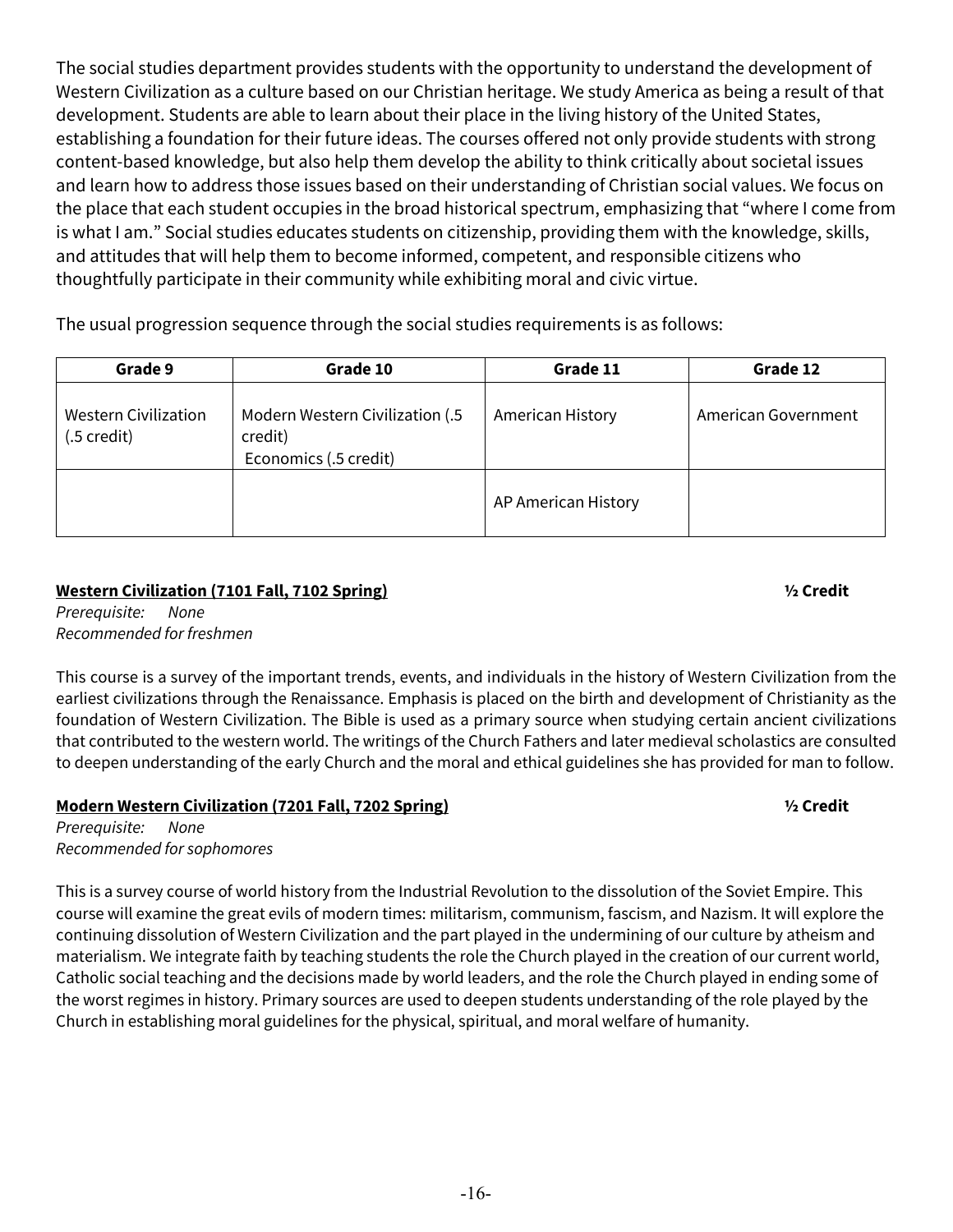The social studies department provides students with the opportunity to understand the development of Western Civilization as a culture based on our Christian heritage. We study America as being a result of that development. Students are able to learn about their place in the living history of the United States, establishing a foundation for their future ideas. The courses offered not only provide students with strong content-based knowledge, but also help them develop the ability to think critically about societal issues and learn how to address those issues based on their understanding of Christian social values. We focus on the place that each student occupies in the broad historical spectrum, emphasizing that "where I come from is what I am." Social studies educates students on citizenship, providing them with the knowledge, skills, and attitudes that will help them to become informed, competent, and responsible citizens who thoughtfully participate in their community while exhibiting moral and civic virtue.

The usual progression sequence through the social studies requirements is as follows:

| Grade 9 | Grade 10 | Grade 11 | Grade 12 |
|---|---|---|---|
| Western Civilization (.5 credit) | Modern Western Civilization (.5 credit) Economics (.5 credit) | American History | American Government |
| | | AP American History | |

**Western Civilization (7101 Fall, 7102 Spring)** **½ Credit**

*Prerequisite: None*
*Recommended for freshmen*

This course is a survey of the important trends, events, and individuals in the history of Western Civilization from the earliest civilizations through the Renaissance. Emphasis is placed on the birth and development of Christianity as the foundation of Western Civilization. The Bible is used as a primary source when studying certain ancient civilizations that contributed to the western world. The writings of the Church Fathers and later medieval scholastics are consulted to deepen understanding of the early Church and the moral and ethical guidelines she has provided for man to follow.

**Modern Western Civilization (7201 Fall, 7202 Spring)** **½ Credit**

*Prerequisite: None*
*Recommended for sophomores*

This is a survey course of world history from the Industrial Revolution to the dissolution of the Soviet Empire. This course will examine the great evils of modern times: militarism, communism, fascism, and Nazism. It will explore the continuing dissolution of Western Civilization and the part played in the undermining of our culture by atheism and materialism. We integrate faith by teaching students the role the Church played in the creation of our current world, Catholic social teaching and the decisions made by world leaders, and the role the Church played in ending some of the worst regimes in history. Primary sources are used to deepen students understanding of the role played by the Church in establishing moral guidelines for the physical, spiritual, and moral welfare of humanity.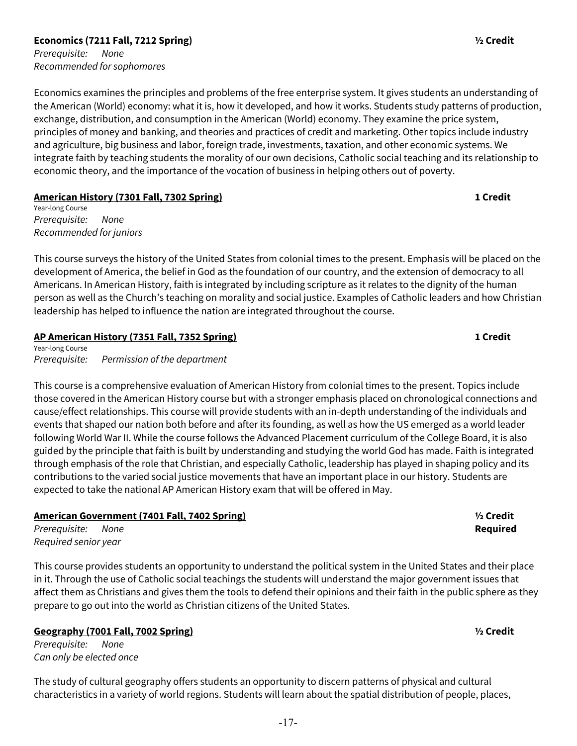**Economics (7211 Fall, 7212 Spring)** **½ Credit**

*Prerequisite: None*
*Recommended for sophomores*

Economics examines the principles and problems of the free enterprise system. It gives students an understanding of the American (World) economy: what it is, how it developed, and how it works. Students study patterns of production, exchange, distribution, and consumption in the American (World) economy. They examine the price system, principles of money and banking, and theories and practices of credit and marketing. Other topics include industry and agriculture, big business and labor, foreign trade, investments, taxation, and other economic systems. We integrate faith by teaching students the morality of our own decisions, Catholic social teaching and its relationship to economic theory, and the importance of the vocation of business in helping others out of poverty.

**American History (7301 Fall, 7302 Spring)** **1 Credit**

Year-long Course
*Prerequisite: None*
*Recommended for juniors*

This course surveys the history of the United States from colonial times to the present. Emphasis will be placed on the development of America, the belief in God as the foundation of our country, and the extension of democracy to all Americans. In American History, faith is integrated by including scripture as it relates to the dignity of the human person as well as the Church's teaching on morality and social justice. Examples of Catholic leaders and how Christian leadership has helped to influence the nation are integrated throughout the course.

**AP American History (7351 Fall, 7352 Spring)** **1 Credit**

Year-long Course
*Prerequisite: Permission of the department*

This course is a comprehensive evaluation of American History from colonial times to the present. Topics include those covered in the American History course but with a stronger emphasis placed on chronological connections and cause/effect relationships. This course will provide students with an in-depth understanding of the individuals and events that shaped our nation both before and after its founding, as well as how the US emerged as a world leader following World War II. While the course follows the Advanced Placement curriculum of the College Board, it is also guided by the principle that faith is built by understanding and studying the world God has made. Faith is integrated through emphasis of the role that Christian, and especially Catholic, leadership has played in shaping policy and its contributions to the varied social justice movements that have an important place in our history. Students are expected to take the national AP American History exam that will be offered in May.

**American Government (7401 Fall, 7402 Spring)** **½ Credit**

*Prerequisite: None* **Required**
*Required senior year*

This course provides students an opportunity to understand the political system in the United States and their place in it. Through the use of Catholic social teachings the students will understand the major government issues that affect them as Christians and gives them the tools to defend their opinions and their faith in the public sphere as they prepare to go out into the world as Christian citizens of the United States.

**Geography (7001 Fall, 7002 Spring)** **½ Credit**

*Prerequisite: None*
*Can only be elected once*

The study of cultural geography offers students an opportunity to discern patterns of physical and cultural characteristics in a variety of world regions. Students will learn about the spatial distribution of people, places,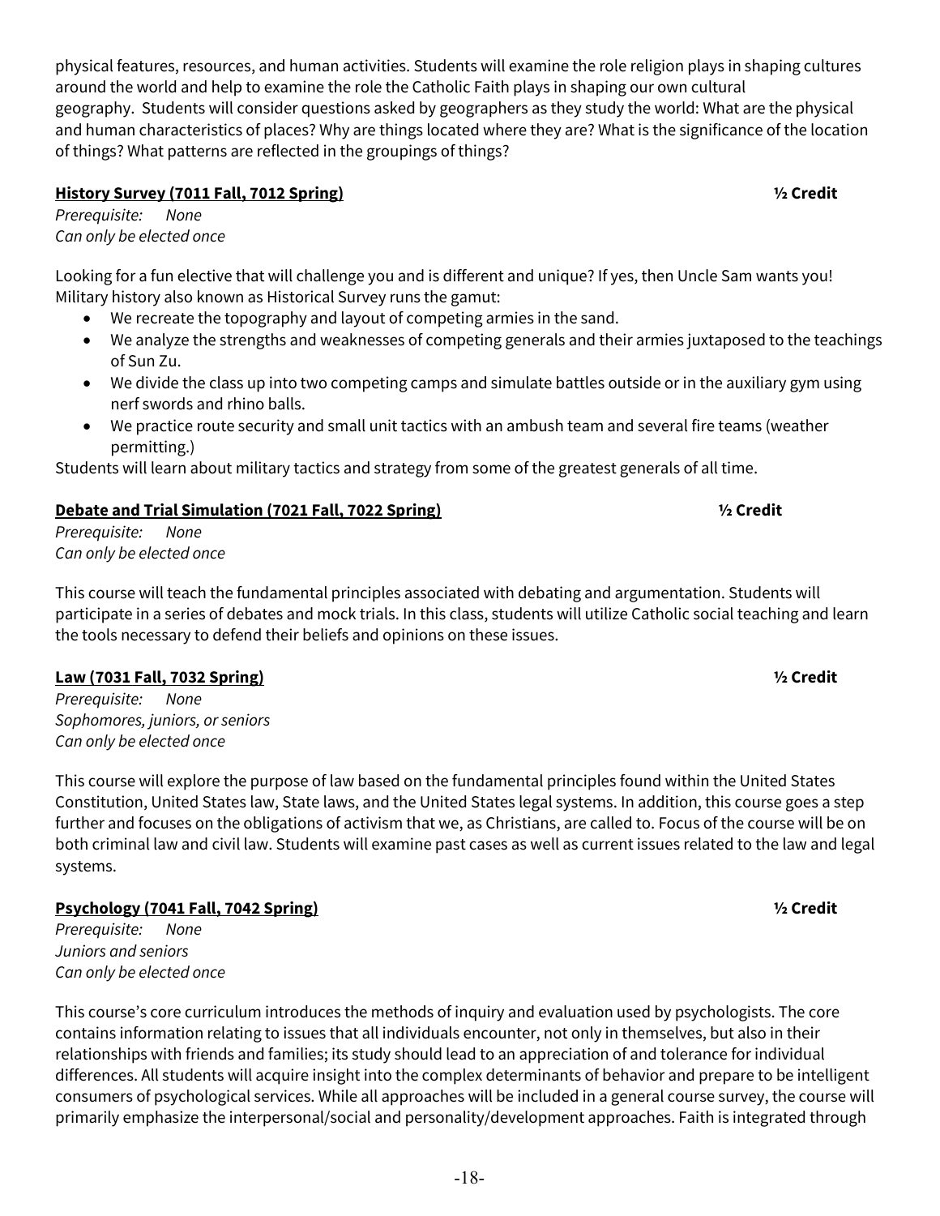physical features, resources, and human activities. Students will examine the role religion plays in shaping cultures around the world and help to examine the role the Catholic Faith plays in shaping our own cultural geography. Students will consider questions asked by geographers as they study the world: What are the physical and human characteristics of places? Why are things located where they are? What is the significance of the location of things? What patterns are reflected in the groupings of things?

### History Survey (7011 Fall, 7012 Spring) — ½ Credit

*Prerequisite: None*
*Can only be elected once*

Looking for a fun elective that will challenge you and is different and unique? If yes, then Uncle Sam wants you! Military history also known as Historical Survey runs the gamut:

- We recreate the topography and layout of competing armies in the sand.
- We analyze the strengths and weaknesses of competing generals and their armies juxtaposed to the teachings of Sun Zu.
- We divide the class up into two competing camps and simulate battles outside or in the auxiliary gym using nerf swords and rhino balls.
- We practice route security and small unit tactics with an ambush team and several fire teams (weather permitting.)

Students will learn about military tactics and strategy from some of the greatest generals of all time.

### Debate and Trial Simulation (7021 Fall, 7022 Spring) — ½ Credit

*Prerequisite: None*
*Can only be elected once*

This course will teach the fundamental principles associated with debating and argumentation. Students will participate in a series of debates and mock trials. In this class, students will utilize Catholic social teaching and learn the tools necessary to defend their beliefs and opinions on these issues.

### Law (7031 Fall, 7032 Spring) — ½ Credit

*Prerequisite: None*
*Sophomores, juniors, or seniors*
*Can only be elected once*

This course will explore the purpose of law based on the fundamental principles found within the United States Constitution, United States law, State laws, and the United States legal systems. In addition, this course goes a step further and focuses on the obligations of activism that we, as Christians, are called to. Focus of the course will be on both criminal law and civil law. Students will examine past cases as well as current issues related to the law and legal systems.

### Psychology (7041 Fall, 7042 Spring) — ½ Credit

*Prerequisite: None*
*Juniors and seniors*
*Can only be elected once*

This course's core curriculum introduces the methods of inquiry and evaluation used by psychologists. The core contains information relating to issues that all individuals encounter, not only in themselves, but also in their relationships with friends and families; its study should lead to an appreciation of and tolerance for individual differences. All students will acquire insight into the complex determinants of behavior and prepare to be intelligent consumers of psychological services. While all approaches will be included in a general course survey, the course will primarily emphasize the interpersonal/social and personality/development approaches. Faith is integrated through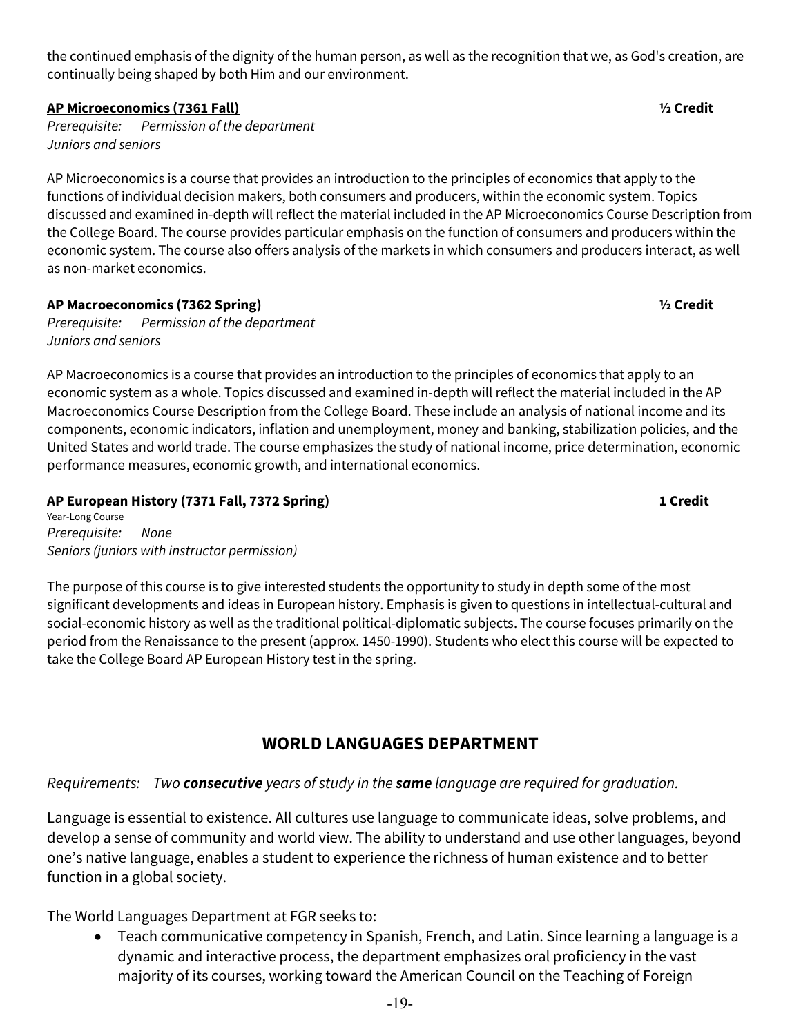the continued emphasis of the dignity of the human person, as well as the recognition that we, as God's creation, are continually being shaped by both Him and our environment.

**AP Microeconomics (7361 Fall)** **½ Credit**

*Prerequisite: Permission of the department*
*Juniors and seniors*

AP Microeconomics is a course that provides an introduction to the principles of economics that apply to the functions of individual decision makers, both consumers and producers, within the economic system. Topics discussed and examined in-depth will reflect the material included in the AP Microeconomics Course Description from the College Board. The course provides particular emphasis on the function of consumers and producers within the economic system. The course also offers analysis of the markets in which consumers and producers interact, as well as non-market economics.

**AP Macroeconomics (7362 Spring)** **½ Credit**

*Prerequisite: Permission of the department*
*Juniors and seniors*

AP Macroeconomics is a course that provides an introduction to the principles of economics that apply to an economic system as a whole. Topics discussed and examined in-depth will reflect the material included in the AP Macroeconomics Course Description from the College Board. These include an analysis of national income and its components, economic indicators, inflation and unemployment, money and banking, stabilization policies, and the United States and world trade. The course emphasizes the study of national income, price determination, economic performance measures, economic growth, and international economics.

**AP European History (7371 Fall, 7372 Spring)** **1 Credit**

Year-Long Course
*Prerequisite: None*
*Seniors (juniors with instructor permission)*

The purpose of this course is to give interested students the opportunity to study in depth some of the most significant developments and ideas in European history. Emphasis is given to questions in intellectual-cultural and social-economic history as well as the traditional political-diplomatic subjects. The course focuses primarily on the period from the Renaissance to the present (approx. 1450-1990). Students who elect this course will be expected to take the College Board AP European History test in the spring.

## WORLD LANGUAGES DEPARTMENT

*Requirements: Two **consecutive** years of study in the **same** language are required for graduation.*

Language is essential to existence. All cultures use language to communicate ideas, solve problems, and develop a sense of community and world view. The ability to understand and use other languages, beyond one's native language, enables a student to experience the richness of human existence and to better function in a global society.

The World Languages Department at FGR seeks to:

- Teach communicative competency in Spanish, French, and Latin. Since learning a language is a dynamic and interactive process, the department emphasizes oral proficiency in the vast majority of its courses, working toward the American Council on the Teaching of Foreign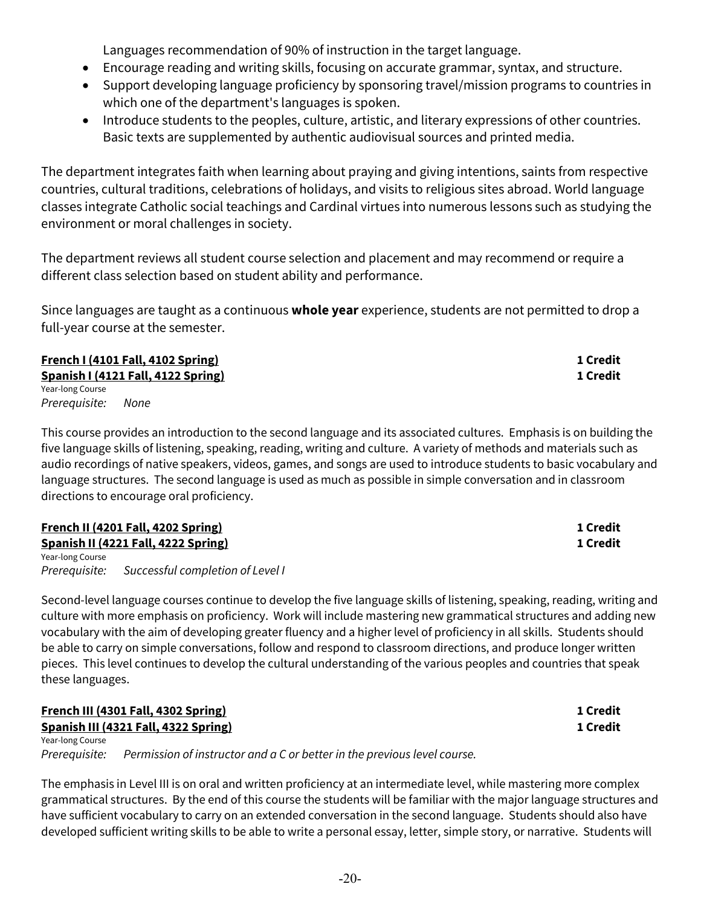Languages recommendation of 90% of instruction in the target language.

- Encourage reading and writing skills, focusing on accurate grammar, syntax, and structure.
- Support developing language proficiency by sponsoring travel/mission programs to countries in which one of the department's languages is spoken.
- Introduce students to the peoples, culture, artistic, and literary expressions of other countries. Basic texts are supplemented by authentic audiovisual sources and printed media.

The department integrates faith when learning about praying and giving intentions, saints from respective countries, cultural traditions, celebrations of holidays, and visits to religious sites abroad. World language classes integrate Catholic social teachings and Cardinal virtues into numerous lessons such as studying the environment or moral challenges in society.

The department reviews all student course selection and placement and may recommend or require a different class selection based on student ability and performance.

Since languages are taught as a continuous **whole year** experience, students are not permitted to drop a full-year course at the semester.

**French I (4101 Fall, 4102 Spring)** — **1 Credit**
**Spanish I (4121 Fall, 4122 Spring)** — **1 Credit**
Year-long Course
*Prerequisite: None*

This course provides an introduction to the second language and its associated cultures. Emphasis is on building the five language skills of listening, speaking, reading, writing and culture. A variety of methods and materials such as audio recordings of native speakers, videos, games, and songs are used to introduce students to basic vocabulary and language structures. The second language is used as much as possible in simple conversation and in classroom directions to encourage oral proficiency.

**French II (4201 Fall, 4202 Spring)** — **1 Credit**
**Spanish II (4221 Fall, 4222 Spring)** — **1 Credit**
Year-long Course
*Prerequisite: Successful completion of Level I*

Second-level language courses continue to develop the five language skills of listening, speaking, reading, writing and culture with more emphasis on proficiency. Work will include mastering new grammatical structures and adding new vocabulary with the aim of developing greater fluency and a higher level of proficiency in all skills. Students should be able to carry on simple conversations, follow and respond to classroom directions, and produce longer written pieces. This level continues to develop the cultural understanding of the various peoples and countries that speak these languages.

**French III (4301 Fall, 4302 Spring)** — **1 Credit**
**Spanish III (4321 Fall, 4322 Spring)** — **1 Credit**
Year-long Course
*Prerequisite: Permission of instructor and a C or better in the previous level course.*

The emphasis in Level III is on oral and written proficiency at an intermediate level, while mastering more complex grammatical structures. By the end of this course the students will be familiar with the major language structures and have sufficient vocabulary to carry on an extended conversation in the second language. Students should also have developed sufficient writing skills to be able to write a personal essay, letter, simple story, or narrative. Students will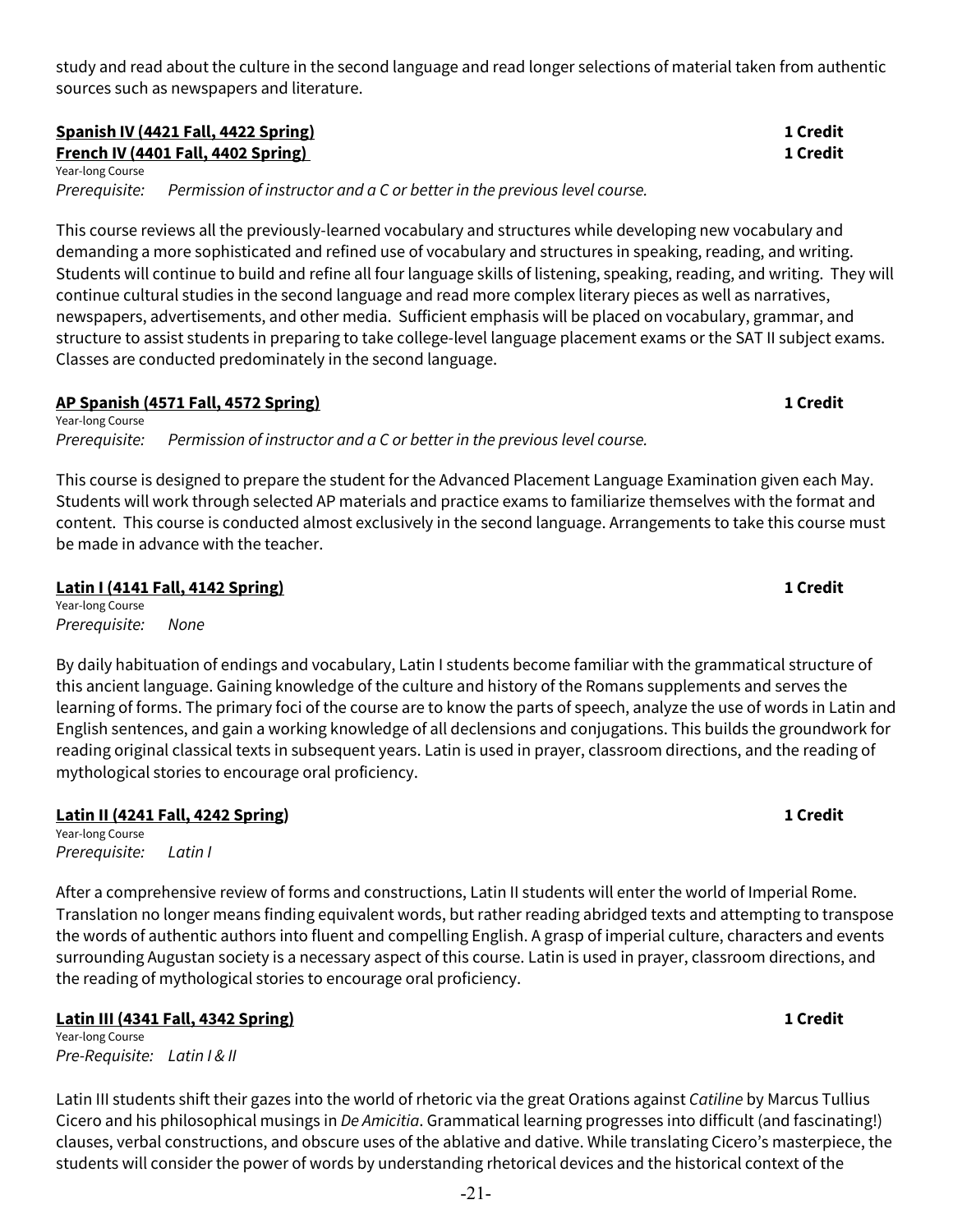study and read about the culture in the second language and read longer selections of material taken from authentic sources such as newspapers and literature.

**Spanish IV (4421 Fall, 4422 Spring)** **1 Credit**
**French IV (4401 Fall, 4402 Spring)** **1 Credit**
Year-long Course
*Prerequisite: Permission of instructor and a C or better in the previous level course.*

This course reviews all the previously-learned vocabulary and structures while developing new vocabulary and demanding a more sophisticated and refined use of vocabulary and structures in speaking, reading, and writing. Students will continue to build and refine all four language skills of listening, speaking, reading, and writing. They will continue cultural studies in the second language and read more complex literary pieces as well as narratives, newspapers, advertisements, and other media. Sufficient emphasis will be placed on vocabulary, grammar, and structure to assist students in preparing to take college-level language placement exams or the SAT II subject exams. Classes are conducted predominately in the second language.

**AP Spanish (4571 Fall, 4572 Spring)** **1 Credit**
Year-long Course
*Prerequisite: Permission of instructor and a C or better in the previous level course.*

This course is designed to prepare the student for the Advanced Placement Language Examination given each May. Students will work through selected AP materials and practice exams to familiarize themselves with the format and content. This course is conducted almost exclusively in the second language. Arrangements to take this course must be made in advance with the teacher.

**Latin I (4141 Fall, 4142 Spring)** **1 Credit**
Year-long Course
*Prerequisite: None*

By daily habituation of endings and vocabulary, Latin I students become familiar with the grammatical structure of this ancient language. Gaining knowledge of the culture and history of the Romans supplements and serves the learning of forms. The primary foci of the course are to know the parts of speech, analyze the use of words in Latin and English sentences, and gain a working knowledge of all declensions and conjugations. This builds the groundwork for reading original classical texts in subsequent years. Latin is used in prayer, classroom directions, and the reading of mythological stories to encourage oral proficiency.

**Latin II (4241 Fall, 4242 Spring)** **1 Credit**
Year-long Course
*Prerequisite: Latin I*

After a comprehensive review of forms and constructions, Latin II students will enter the world of Imperial Rome. Translation no longer means finding equivalent words, but rather reading abridged texts and attempting to transpose the words of authentic authors into fluent and compelling English. A grasp of imperial culture, characters and events surrounding Augustan society is a necessary aspect of this course. Latin is used in prayer, classroom directions, and the reading of mythological stories to encourage oral proficiency.

**Latin III (4341 Fall, 4342 Spring)** **1 Credit**
Year-long Course
*Pre-Requisite: Latin I & II*

Latin III students shift their gazes into the world of rhetoric via the great Orations against *Catiline* by Marcus Tullius Cicero and his philosophical musings in *De Amicitia*. Grammatical learning progresses into difficult (and fascinating!) clauses, verbal constructions, and obscure uses of the ablative and dative. While translating Cicero's masterpiece, the students will consider the power of words by understanding rhetorical devices and the historical context of the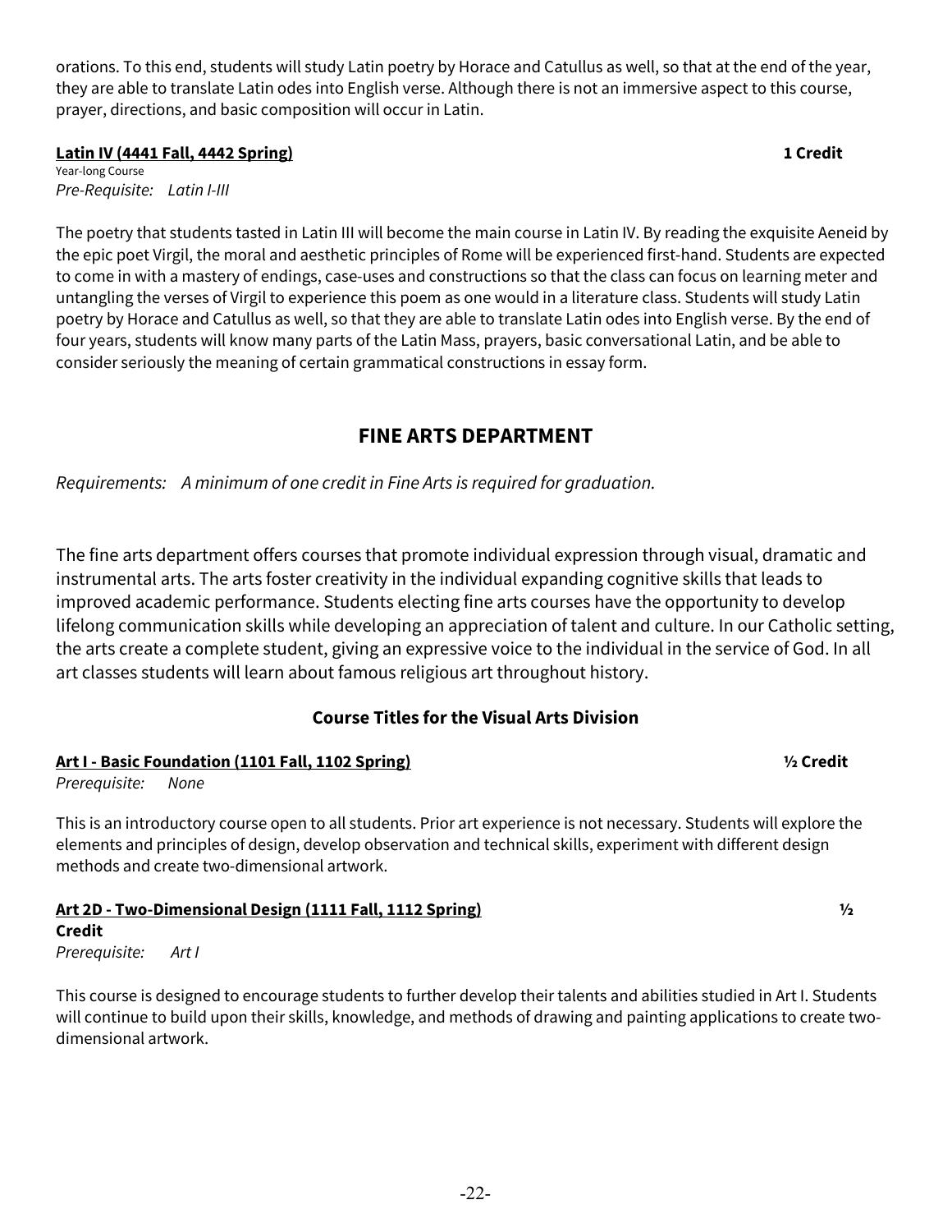orations. To this end, students will study Latin poetry by Horace and Catullus as well, so that at the end of the year, they are able to translate Latin odes into English verse. Although there is not an immersive aspect to this course, prayer, directions, and basic composition will occur in Latin.

**Latin IV (4441 Fall, 4442 Spring)** **1 Credit**

Year-long Course

*Pre-Requisite: Latin I-III*

The poetry that students tasted in Latin III will become the main course in Latin IV. By reading the exquisite Aeneid by the epic poet Virgil, the moral and aesthetic principles of Rome will be experienced first-hand. Students are expected to come in with a mastery of endings, case-uses and constructions so that the class can focus on learning meter and untangling the verses of Virgil to experience this poem as one would in a literature class. Students will study Latin poetry by Horace and Catullus as well, so that they are able to translate Latin odes into English verse. By the end of four years, students will know many parts of the Latin Mass, prayers, basic conversational Latin, and be able to consider seriously the meaning of certain grammatical constructions in essay form.

## FINE ARTS DEPARTMENT

*Requirements: A minimum of one credit in Fine Arts is required for graduation.*

The fine arts department offers courses that promote individual expression through visual, dramatic and instrumental arts. The arts foster creativity in the individual expanding cognitive skills that leads to improved academic performance. Students electing fine arts courses have the opportunity to develop lifelong communication skills while developing an appreciation of talent and culture. In our Catholic setting, the arts create a complete student, giving an expressive voice to the individual in the service of God. In all art classes students will learn about famous religious art throughout history.

### Course Titles for the Visual Arts Division

**Art I - Basic Foundation (1101 Fall, 1102 Spring)** **½ Credit**

*Prerequisite: None*

This is an introductory course open to all students. Prior art experience is not necessary. Students will explore the elements and principles of design, develop observation and technical skills, experiment with different design methods and create two-dimensional artwork.

**Art 2D - Two-Dimensional Design (1111 Fall, 1112 Spring)** **½ Credit**

*Prerequisite: Art I*

This course is designed to encourage students to further develop their talents and abilities studied in Art I. Students will continue to build upon their skills, knowledge, and methods of drawing and painting applications to create two-dimensional artwork.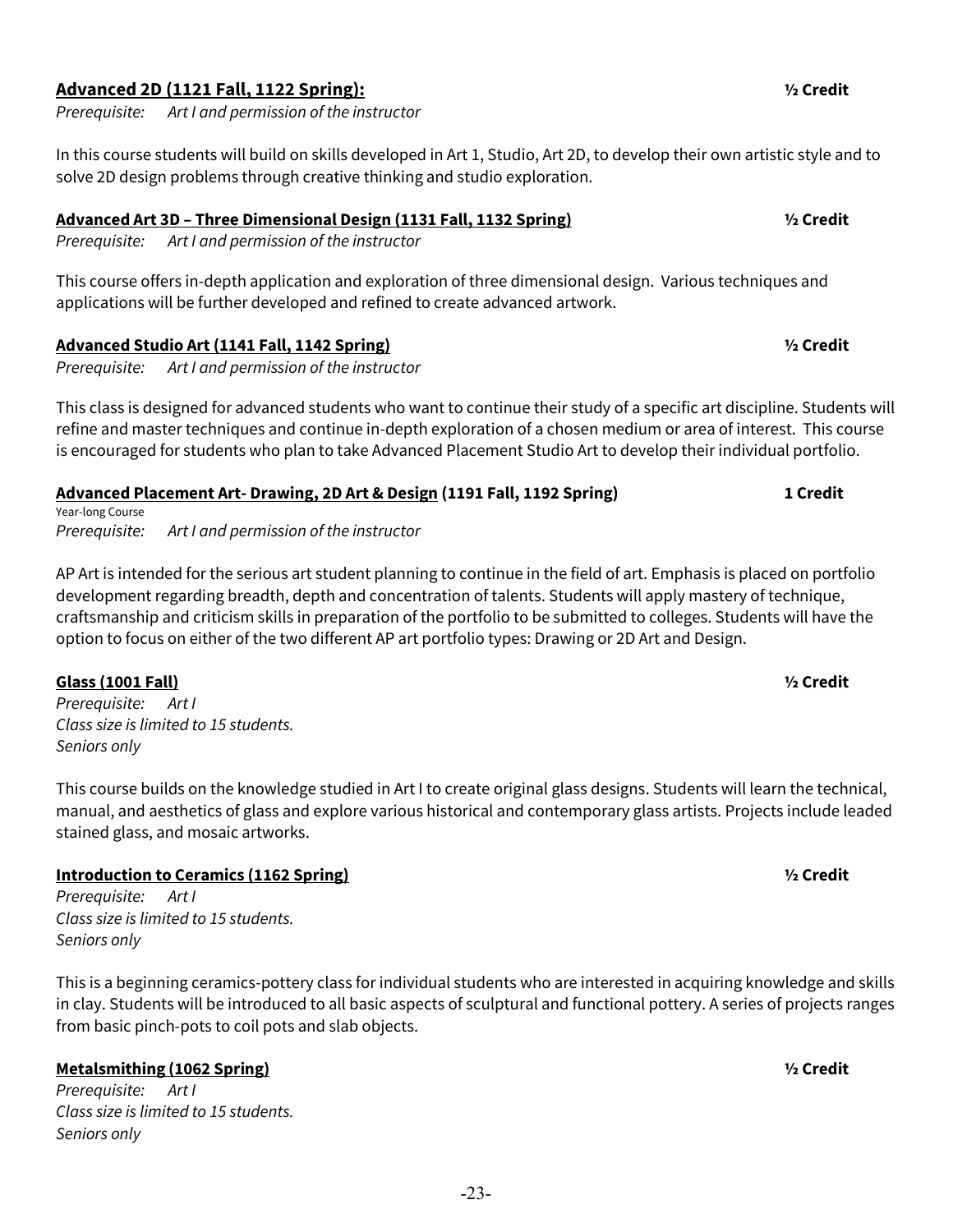**Advanced 2D (1121 Fall, 1122 Spring):** **½ Credit**

*Prerequisite: Art I and permission of the instructor*

In this course students will build on skills developed in Art 1, Studio, Art 2D, to develop their own artistic style and to solve 2D design problems through creative thinking and studio exploration.

**Advanced Art 3D – Three Dimensional Design (1131 Fall, 1132 Spring)** **½ Credit**

*Prerequisite: Art I and permission of the instructor*

This course offers in-depth application and exploration of three dimensional design. Various techniques and applications will be further developed and refined to create advanced artwork.

**Advanced Studio Art (1141 Fall, 1142 Spring)** **½ Credit**

*Prerequisite: Art I and permission of the instructor*

This class is designed for advanced students who want to continue their study of a specific art discipline. Students will refine and master techniques and continue in-depth exploration of a chosen medium or area of interest. This course is encouraged for students who plan to take Advanced Placement Studio Art to develop their individual portfolio.

**Advanced Placement Art- Drawing, 2D Art & Design (1191 Fall, 1192 Spring)** **1 Credit**

Year-long Course

*Prerequisite: Art I and permission of the instructor*

AP Art is intended for the serious art student planning to continue in the field of art. Emphasis is placed on portfolio development regarding breadth, depth and concentration of talents. Students will apply mastery of technique, craftsmanship and criticism skills in preparation of the portfolio to be submitted to colleges. Students will have the option to focus on either of the two different AP art portfolio types: Drawing or 2D Art and Design.

**Glass (1001 Fall)** **½ Credit**

*Prerequisite: Art I*
*Class size is limited to 15 students.*
*Seniors only*

This course builds on the knowledge studied in Art I to create original glass designs. Students will learn the technical, manual, and aesthetics of glass and explore various historical and contemporary glass artists. Projects include leaded stained glass, and mosaic artworks.

**Introduction to Ceramics (1162 Spring)** **½ Credit**

*Prerequisite: Art I*
*Class size is limited to 15 students.*
*Seniors only*

This is a beginning ceramics-pottery class for individual students who are interested in acquiring knowledge and skills in clay. Students will be introduced to all basic aspects of sculptural and functional pottery. A series of projects ranges from basic pinch-pots to coil pots and slab objects.

**Metalsmithing (1062 Spring)** **½ Credit**

*Prerequisite: Art I*
*Class size is limited to 15 students.*
*Seniors only*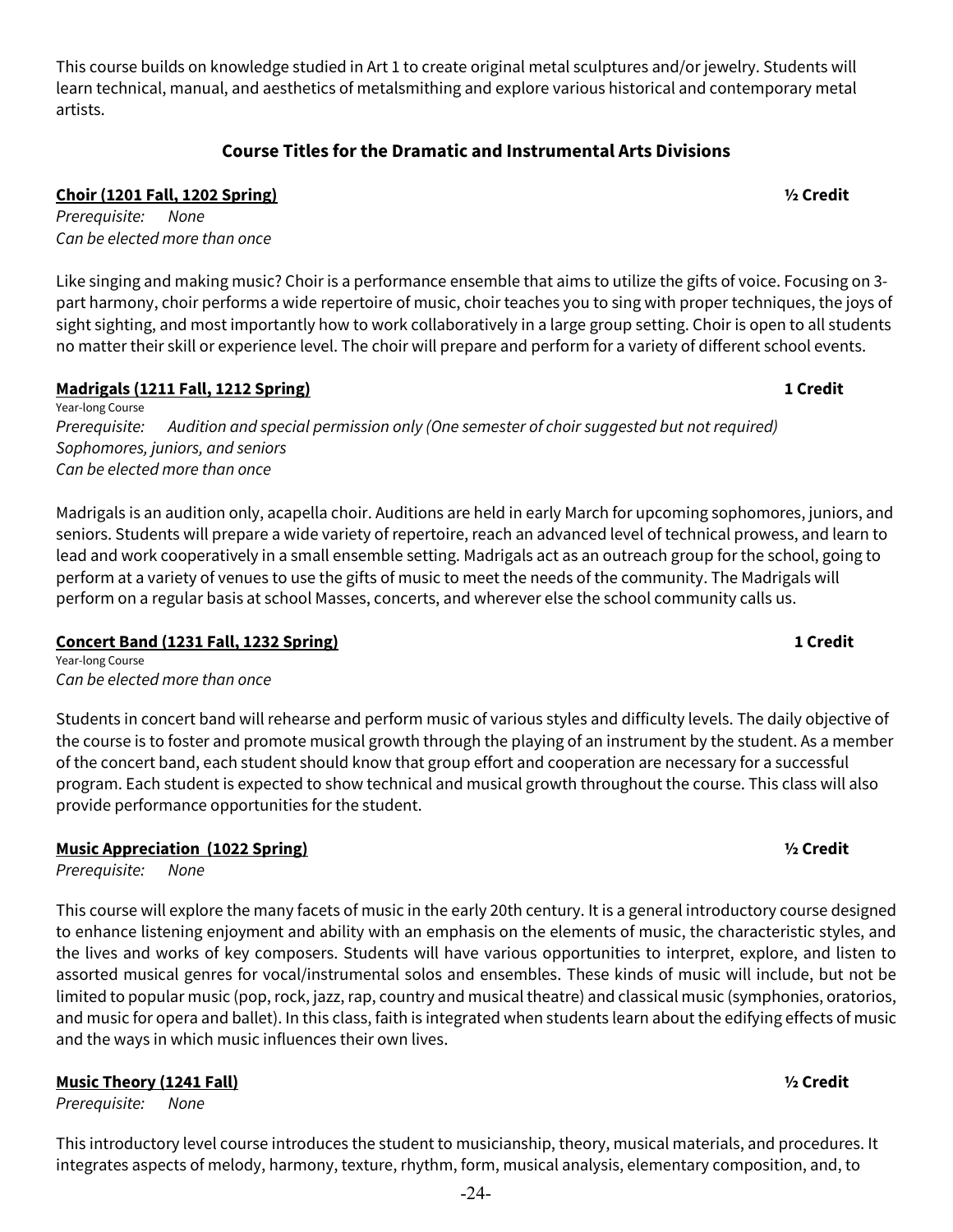This course builds on knowledge studied in Art 1 to create original metal sculptures and/or jewelry. Students will learn technical, manual, and aesthetics of metalsmithing and explore various historical and contemporary metal artists.

## Course Titles for the Dramatic and Instrumental Arts Divisions

**Choir (1201 Fall, 1202 Spring)** **½ Credit**

*Prerequisite: None*
*Can be elected more than once*

Like singing and making music? Choir is a performance ensemble that aims to utilize the gifts of voice. Focusing on 3-part harmony, choir performs a wide repertoire of music, choir teaches you to sing with proper techniques, the joys of sight sighting, and most importantly how to work collaboratively in a large group setting. Choir is open to all students no matter their skill or experience level. The choir will prepare and perform for a variety of different school events.

**Madrigals (1211 Fall, 1212 Spring)** **1 Credit**

Year-long Course
*Prerequisite: Audition and special permission only (One semester of choir suggested but not required)*
*Sophomores, juniors, and seniors*
*Can be elected more than once*

Madrigals is an audition only, acapella choir. Auditions are held in early March for upcoming sophomores, juniors, and seniors. Students will prepare a wide variety of repertoire, reach an advanced level of technical prowess, and learn to lead and work cooperatively in a small ensemble setting. Madrigals act as an outreach group for the school, going to perform at a variety of venues to use the gifts of music to meet the needs of the community. The Madrigals will perform on a regular basis at school Masses, concerts, and wherever else the school community calls us.

**Concert Band (1231 Fall, 1232 Spring)** **1 Credit**

Year-long Course
*Can be elected more than once*

Students in concert band will rehearse and perform music of various styles and difficulty levels. The daily objective of the course is to foster and promote musical growth through the playing of an instrument by the student. As a member of the concert band, each student should know that group effort and cooperation are necessary for a successful program. Each student is expected to show technical and musical growth throughout the course. This class will also provide performance opportunities for the student.

**Music Appreciation (1022 Spring)** **½ Credit**

*Prerequisite: None*

This course will explore the many facets of music in the early 20th century. It is a general introductory course designed to enhance listening enjoyment and ability with an emphasis on the elements of music, the characteristic styles, and the lives and works of key composers. Students will have various opportunities to interpret, explore, and listen to assorted musical genres for vocal/instrumental solos and ensembles. These kinds of music will include, but not be limited to popular music (pop, rock, jazz, rap, country and musical theatre) and classical music (symphonies, oratorios, and music for opera and ballet). In this class, faith is integrated when students learn about the edifying effects of music and the ways in which music influences their own lives.

**Music Theory (1241 Fall)** **½ Credit**

*Prerequisite: None*

This introductory level course introduces the student to musicianship, theory, musical materials, and procedures. It integrates aspects of melody, harmony, texture, rhythm, form, musical analysis, elementary composition, and, to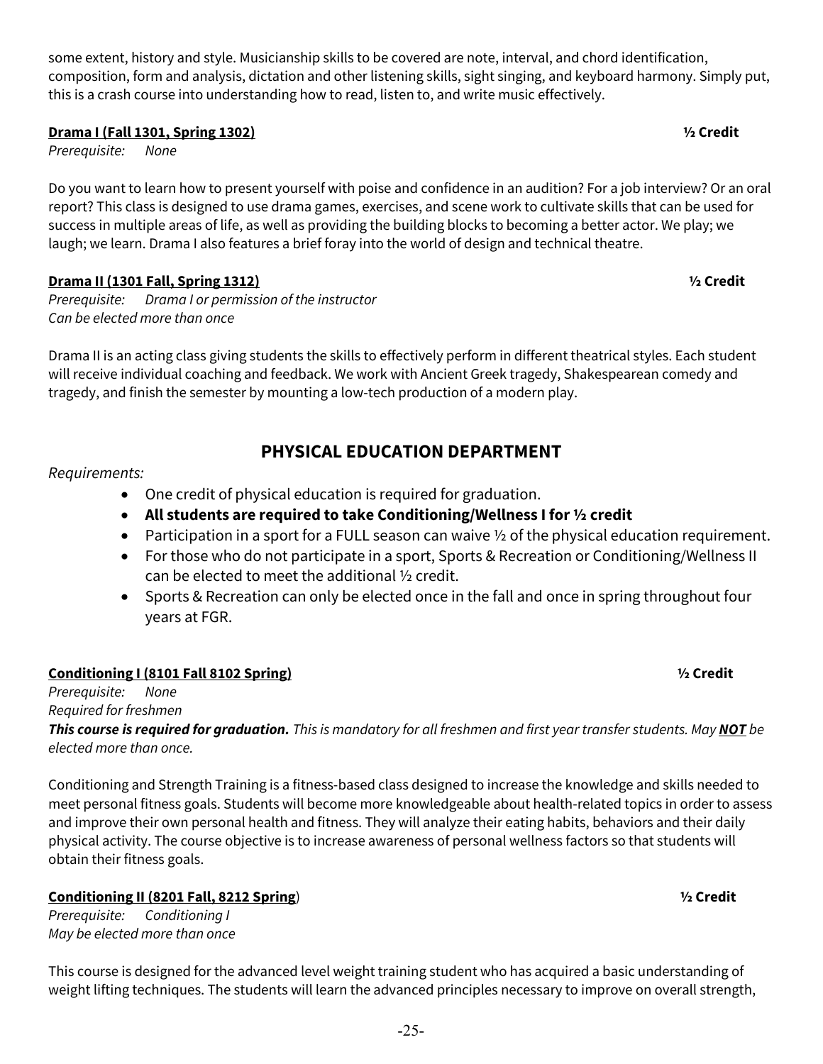some extent, history and style. Musicianship skills to be covered are note, interval, and chord identification, composition, form and analysis, dictation and other listening skills, sight singing, and keyboard harmony. Simply put, this is a crash course into understanding how to read, listen to, and write music effectively.

**Drama I (Fall 1301, Spring 1302)** **½ Credit**

*Prerequisite: None*

Do you want to learn how to present yourself with poise and confidence in an audition? For a job interview? Or an oral report? This class is designed to use drama games, exercises, and scene work to cultivate skills that can be used for success in multiple areas of life, as well as providing the building blocks to becoming a better actor. We play; we laugh; we learn. Drama I also features a brief foray into the world of design and technical theatre.

**Drama II (1301 Fall, Spring 1312)** **½ Credit**

*Prerequisite: Drama I or permission of the instructor*
*Can be elected more than once*

Drama II is an acting class giving students the skills to effectively perform in different theatrical styles. Each student will receive individual coaching and feedback. We work with Ancient Greek tragedy, Shakespearean comedy and tragedy, and finish the semester by mounting a low-tech production of a modern play.

## PHYSICAL EDUCATION DEPARTMENT

*Requirements:*

- One credit of physical education is required for graduation.
- **All students are required to take Conditioning/Wellness I for ½ credit**
- Participation in a sport for a FULL season can waive ½ of the physical education requirement.
- For those who do not participate in a sport, Sports & Recreation or Conditioning/Wellness II can be elected to meet the additional ½ credit.
- Sports & Recreation can only be elected once in the fall and once in spring throughout four years at FGR.

**Conditioning I (8101 Fall 8102 Spring)** **½ Credit**

*Prerequisite: None*
*Required for freshmen*
***This course is required for graduation.*** *This is mandatory for all freshmen and first year transfer students. May* ***NOT*** *be elected more than once.*

Conditioning and Strength Training is a fitness-based class designed to increase the knowledge and skills needed to meet personal fitness goals. Students will become more knowledgeable about health-related topics in order to assess and improve their own personal health and fitness. They will analyze their eating habits, behaviors and their daily physical activity. The course objective is to increase awareness of personal wellness factors so that students will obtain their fitness goals.

**Conditioning II (8201 Fall, 8212 Spring)** **½ Credit**

*Prerequisite: Conditioning I*
*May be elected more than once*

This course is designed for the advanced level weight training student who has acquired a basic understanding of weight lifting techniques. The students will learn the advanced principles necessary to improve on overall strength,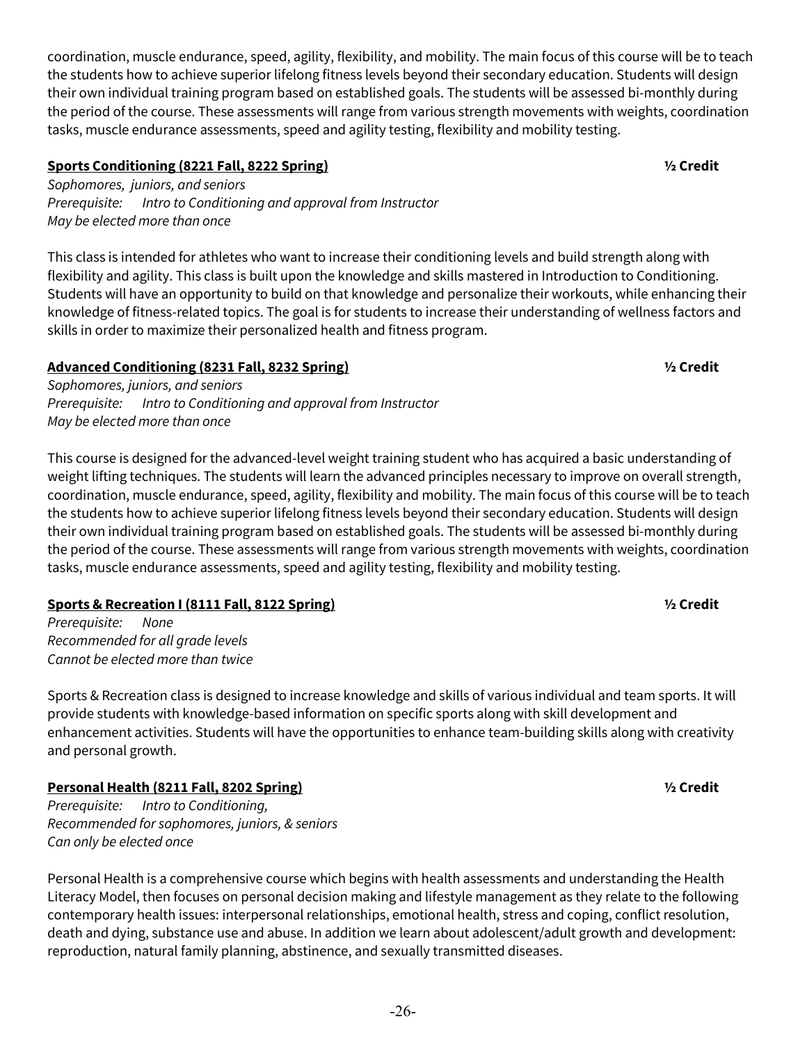coordination, muscle endurance, speed, agility, flexibility, and mobility. The main focus of this course will be to teach the students how to achieve superior lifelong fitness levels beyond their secondary education. Students will design their own individual training program based on established goals. The students will be assessed bi-monthly during the period of the course. These assessments will range from various strength movements with weights, coordination tasks, muscle endurance assessments, speed and agility testing, flexibility and mobility testing.

**Sports Conditioning (8221 Fall, 8222 Spring)** **½ Credit**

*Sophomores, juniors, and seniors*
*Prerequisite: Intro to Conditioning and approval from Instructor*
*May be elected more than once*

This class is intended for athletes who want to increase their conditioning levels and build strength along with flexibility and agility. This class is built upon the knowledge and skills mastered in Introduction to Conditioning. Students will have an opportunity to build on that knowledge and personalize their workouts, while enhancing their knowledge of fitness-related topics. The goal is for students to increase their understanding of wellness factors and skills in order to maximize their personalized health and fitness program.

**Advanced Conditioning (8231 Fall, 8232 Spring)** **½ Credit**

*Sophomores, juniors, and seniors*
*Prerequisite: Intro to Conditioning and approval from Instructor*
*May be elected more than once*

This course is designed for the advanced-level weight training student who has acquired a basic understanding of weight lifting techniques. The students will learn the advanced principles necessary to improve on overall strength, coordination, muscle endurance, speed, agility, flexibility and mobility. The main focus of this course will be to teach the students how to achieve superior lifelong fitness levels beyond their secondary education. Students will design their own individual training program based on established goals. The students will be assessed bi-monthly during the period of the course. These assessments will range from various strength movements with weights, coordination tasks, muscle endurance assessments, speed and agility testing, flexibility and mobility testing.

**Sports & Recreation I (8111 Fall, 8122 Spring)** **½ Credit**

*Prerequisite: None*
*Recommended for all grade levels*
*Cannot be elected more than twice*

Sports & Recreation class is designed to increase knowledge and skills of various individual and team sports. It will provide students with knowledge-based information on specific sports along with skill development and enhancement activities. Students will have the opportunities to enhance team-building skills along with creativity and personal growth.

**Personal Health (8211 Fall, 8202 Spring)** **½ Credit**

*Prerequisite: Intro to Conditioning,*
*Recommended for sophomores, juniors, & seniors*
*Can only be elected once*

Personal Health is a comprehensive course which begins with health assessments and understanding the Health Literacy Model, then focuses on personal decision making and lifestyle management as they relate to the following contemporary health issues: interpersonal relationships, emotional health, stress and coping, conflict resolution, death and dying, substance use and abuse. In addition we learn about adolescent/adult growth and development: reproduction, natural family planning, abstinence, and sexually transmitted diseases.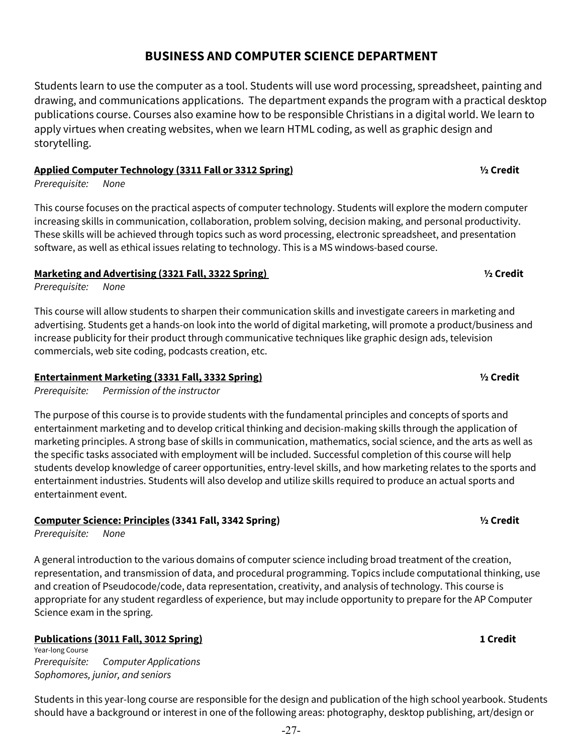# BUSINESS AND COMPUTER SCIENCE DEPARTMENT

Students learn to use the computer as a tool. Students will use word processing, spreadsheet, painting and drawing, and communications applications. The department expands the program with a practical desktop publications course. Courses also examine how to be responsible Christians in a digital world. We learn to apply virtues when creating websites, when we learn HTML coding, as well as graphic design and storytelling.

**Applied Computer Technology (3311 Fall or 3312 Spring)** **½ Credit**
*Prerequisite: None*

This course focuses on the practical aspects of computer technology. Students will explore the modern computer increasing skills in communication, collaboration, problem solving, decision making, and personal productivity. These skills will be achieved through topics such as word processing, electronic spreadsheet, and presentation software, as well as ethical issues relating to technology. This is a MS windows-based course.

**Marketing and Advertising (3321 Fall, 3322 Spring)** **½ Credit**
*Prerequisite: None*

This course will allow students to sharpen their communication skills and investigate careers in marketing and advertising. Students get a hands-on look into the world of digital marketing, will promote a product/business and increase publicity for their product through communicative techniques like graphic design ads, television commercials, web site coding, podcasts creation, etc.

**Entertainment Marketing (3331 Fall, 3332 Spring)** **½ Credit**
*Prerequisite: Permission of the instructor*

The purpose of this course is to provide students with the fundamental principles and concepts of sports and entertainment marketing and to develop critical thinking and decision-making skills through the application of marketing principles. A strong base of skills in communication, mathematics, social science, and the arts as well as the specific tasks associated with employment will be included. Successful completion of this course will help students develop knowledge of career opportunities, entry-level skills, and how marketing relates to the sports and entertainment industries. Students will also develop and utilize skills required to produce an actual sports and entertainment event.

**Computer Science: Principles (3341 Fall, 3342 Spring)** **½ Credit**
*Prerequisite: None*

A general introduction to the various domains of computer science including broad treatment of the creation, representation, and transmission of data, and procedural programming. Topics include computational thinking, use and creation of Pseudocode/code, data representation, creativity, and analysis of technology. This course is appropriate for any student regardless of experience, but may include opportunity to prepare for the AP Computer Science exam in the spring.

**Publications (3011 Fall, 3012 Spring)** **1 Credit**
Year-long Course
*Prerequisite: Computer Applications*
*Sophomores, junior, and seniors*

Students in this year-long course are responsible for the design and publication of the high school yearbook. Students should have a background or interest in one of the following areas: photography, desktop publishing, art/design or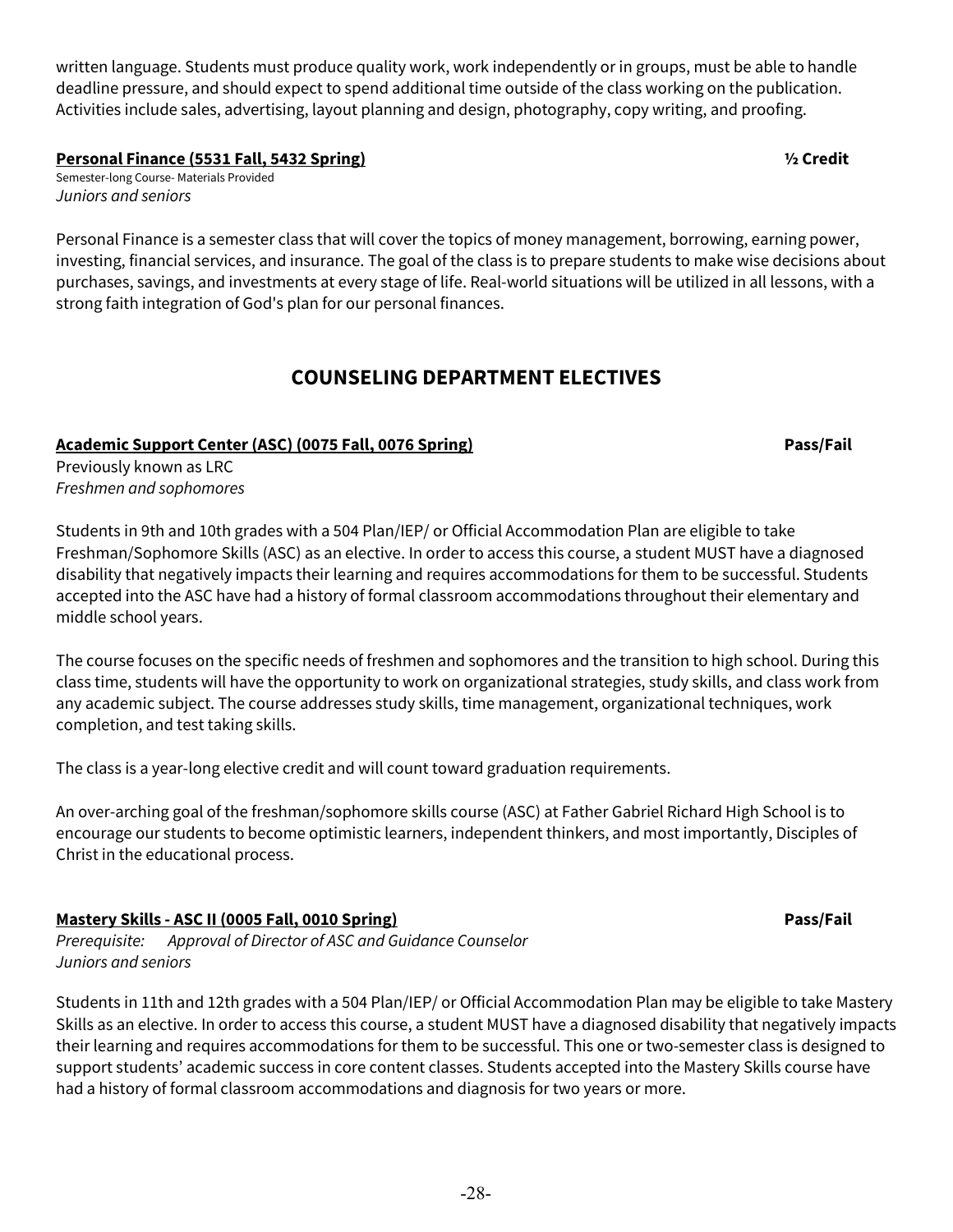written language. Students must produce quality work, work independently or in groups, must be able to handle deadline pressure, and should expect to spend additional time outside of the class working on the publication. Activities include sales, advertising, layout planning and design, photography, copy writing, and proofing.

**Personal Finance (5531 Fall, 5432 Spring)** **½ Credit**

Semester-long Course- Materials Provided
*Juniors and seniors*

Personal Finance is a semester class that will cover the topics of money management, borrowing, earning power, investing, financial services, and insurance. The goal of the class is to prepare students to make wise decisions about purchases, savings, and investments at every stage of life. Real-world situations will be utilized in all lessons, with a strong faith integration of God's plan for our personal finances.

## COUNSELING DEPARTMENT ELECTIVES

**Academic Support Center (ASC) (0075 Fall, 0076 Spring)** **Pass/Fail**

Previously known as LRC
*Freshmen and sophomores*

Students in 9th and 10th grades with a 504 Plan/IEP/ or Official Accommodation Plan are eligible to take Freshman/Sophomore Skills (ASC) as an elective. In order to access this course, a student MUST have a diagnosed disability that negatively impacts their learning and requires accommodations for them to be successful. Students accepted into the ASC have had a history of formal classroom accommodations throughout their elementary and middle school years.

The course focuses on the specific needs of freshmen and sophomores and the transition to high school. During this class time, students will have the opportunity to work on organizational strategies, study skills, and class work from any academic subject. The course addresses study skills, time management, organizational techniques, work completion, and test taking skills.

The class is a year-long elective credit and will count toward graduation requirements.

An over-arching goal of the freshman/sophomore skills course (ASC) at Father Gabriel Richard High School is to encourage our students to become optimistic learners, independent thinkers, and most importantly, Disciples of Christ in the educational process.

**Mastery Skills - ASC II (0005 Fall, 0010 Spring)** **Pass/Fail**

*Prerequisite: Approval of Director of ASC and Guidance Counselor*
*Juniors and seniors*

Students in 11th and 12th grades with a 504 Plan/IEP/ or Official Accommodation Plan may be eligible to take Mastery Skills as an elective. In order to access this course, a student MUST have a diagnosed disability that negatively impacts their learning and requires accommodations for them to be successful. This one or two-semester class is designed to support students' academic success in core content classes. Students accepted into the Mastery Skills course have had a history of formal classroom accommodations and diagnosis for two years or more.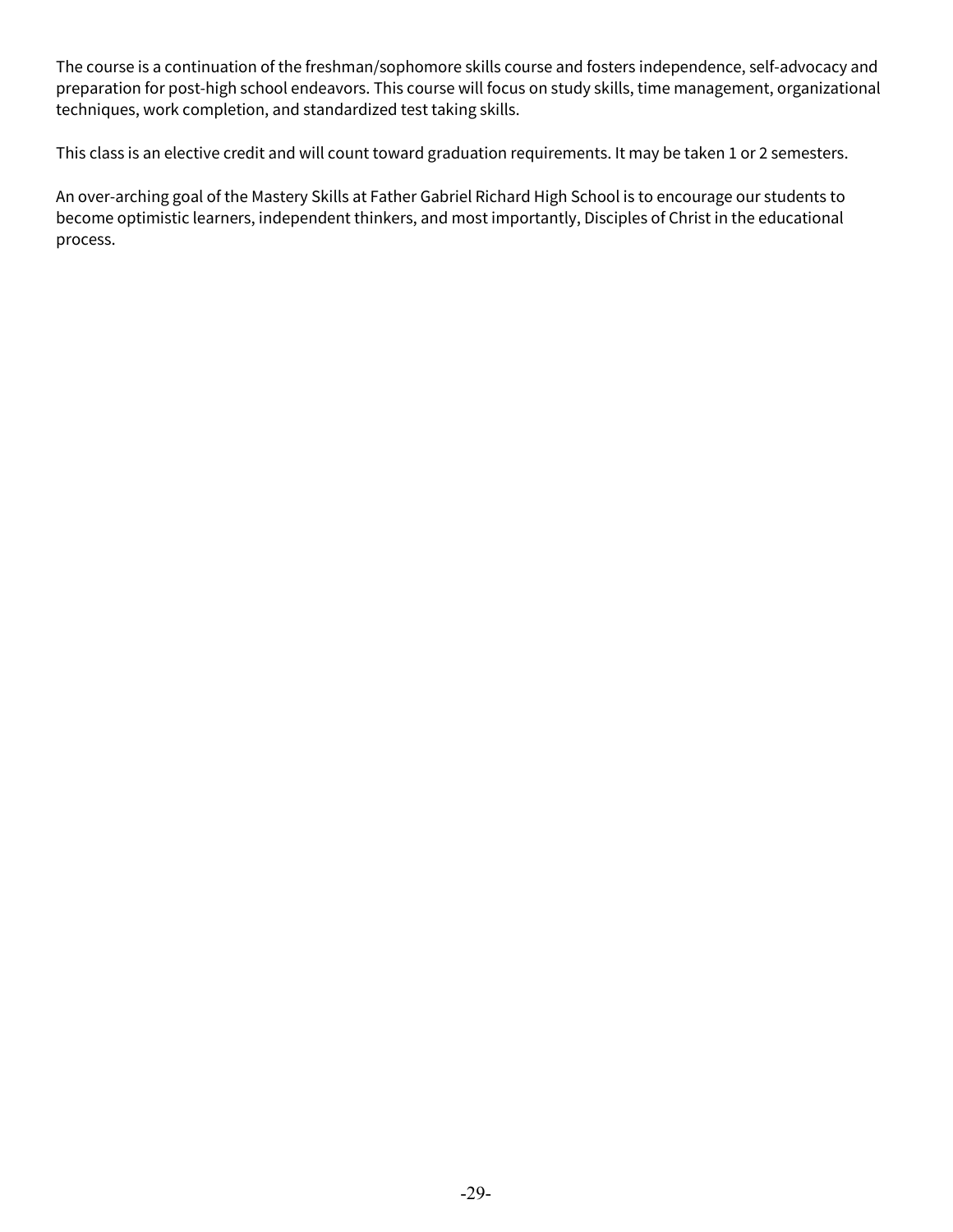The course is a continuation of the freshman/sophomore skills course and fosters independence, self-advocacy and preparation for post-high school endeavors. This course will focus on study skills, time management, organizational techniques, work completion, and standardized test taking skills.

This class is an elective credit and will count toward graduation requirements. It may be taken 1 or 2 semesters.

An over-arching goal of the Mastery Skills at Father Gabriel Richard High School is to encourage our students to become optimistic learners, independent thinkers, and most importantly, Disciples of Christ in the educational process.